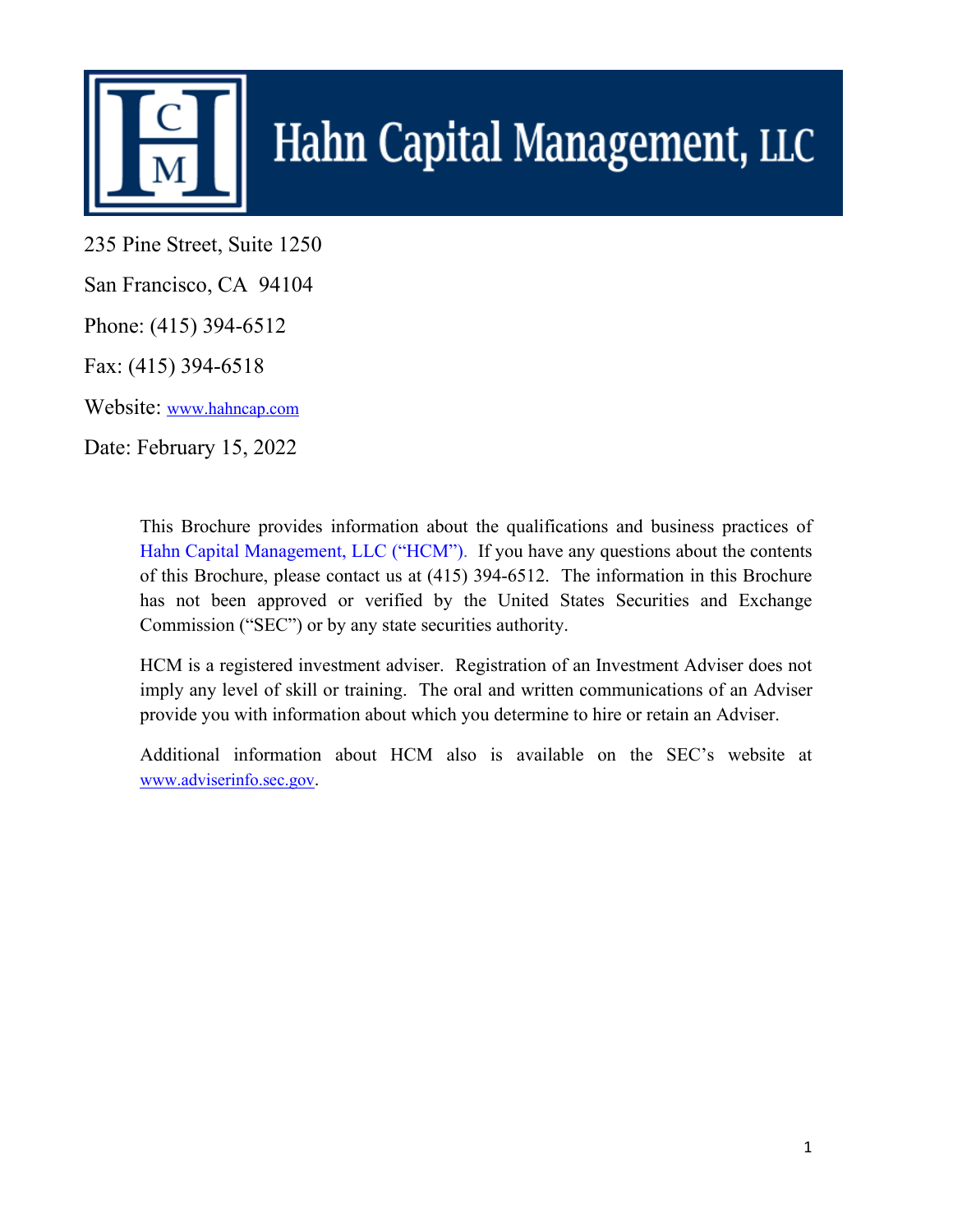# Hahn Capital Management, LLC

235 Pine Street, Suite 1250

San Francisco, CA 94104

Phone: (415) 394-6512

Fax: (415) 394-6518

Website: www.hahncap.com

Date: February 15, 2022

This Brochure provides information about the qualifications and business practices of Hahn Capital Management, LLC ("HCM"). If you have any questions about the contents of this Brochure, please contact us at (415) 394-6512. The information in this Brochure has not been approved or verified by the United States Securities and Exchange Commission ("SEC") or by any state securities authority.

HCM is a registered investment adviser. Registration of an Investment Adviser does not imply any level of skill or training. The oral and written communications of an Adviser provide you with information about which you determine to hire or retain an Adviser.

Additional information about HCM also is available on the SEC's website at www.adviserinfo.sec.gov.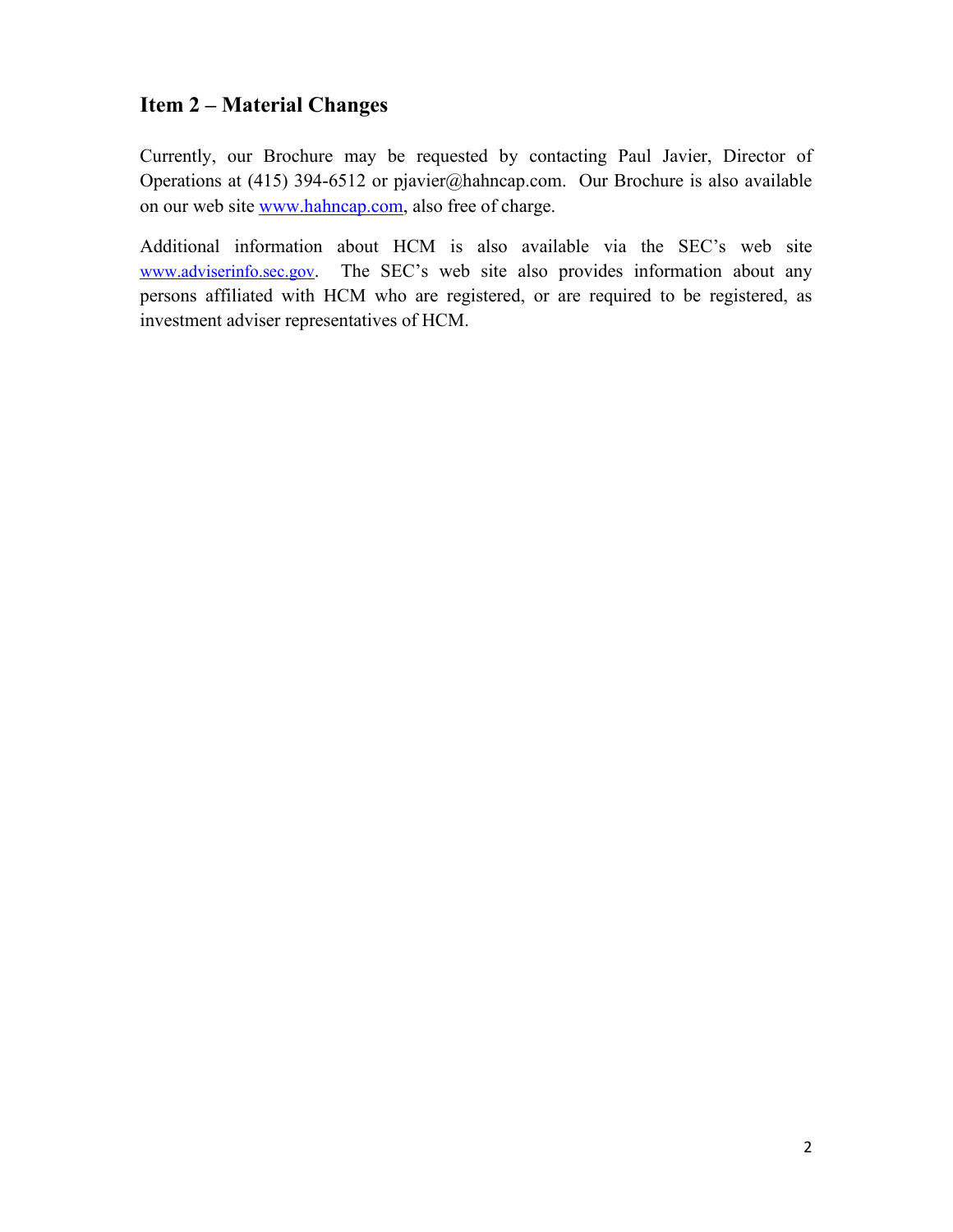## Item 2 – Material Changes

Currently, our Brochure may be requested by contacting Paul Javier, Director of Operations at (415) 394-6512 or pjavier@hahncap.com. Our Brochure is also available on our web site [www.hahncap.com](http://www.hahncap.com), also free of charge.

Additional information about HCM is also available via the SEC's web site [www.adviserinfo.sec.gov](http://www.adviserinfo.sec.gov). The SEC's web site also provides information about any persons affiliated with HCM who are registered, or are required to be registered, as investment adviser representatives of HCM.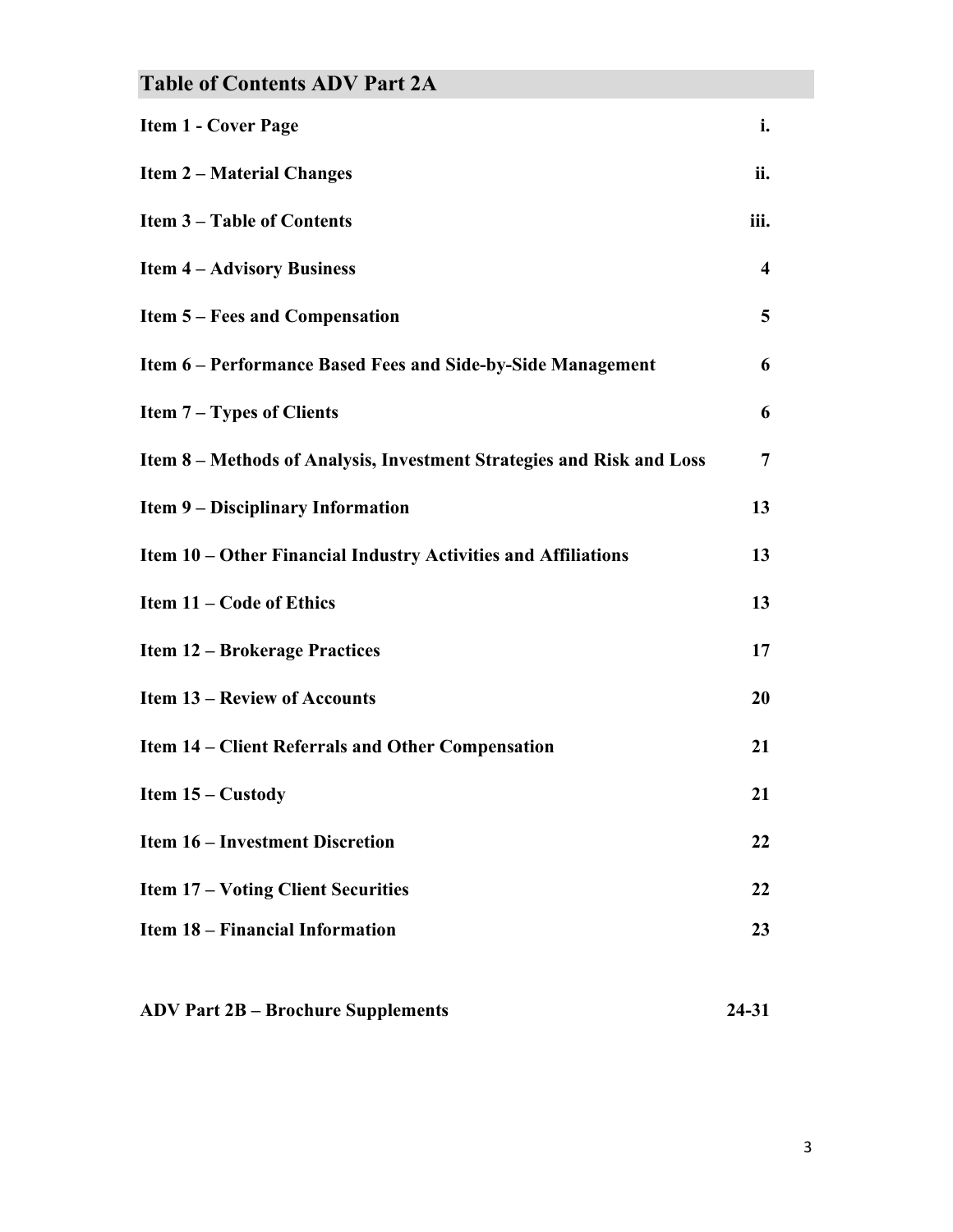## Table of Contents ADV Part 2A

| | |
|---|---|
| **Item 1 - Cover Page** | **i.** |
| **Item 2 – Material Changes** | **ii.** |
| **Item 3 – Table of Contents** | **iii.** |
| **Item 4 – Advisory Business** | **4** |
| **Item 5 – Fees and Compensation** | **5** |
| **Item 6 – Performance Based Fees and Side-by-Side Management** | **6** |
| **Item 7 – Types of Clients** | **6** |
| **Item 8 – Methods of Analysis, Investment Strategies and Risk and Loss** | **7** |
| **Item 9 – Disciplinary Information** | **13** |
| **Item 10 – Other Financial Industry Activities and Affiliations** | **13** |
| **Item 11 – Code of Ethics** | **13** |
| **Item 12 – Brokerage Practices** | **17** |
| **Item 13 – Review of Accounts** | **20** |
| **Item 14 – Client Referrals and Other Compensation** | **21** |
| **Item 15 – Custody** | **21** |
| **Item 16 – Investment Discretion** | **22** |
| **Item 17 – Voting Client Securities** | **22** |
| **Item 18 – Financial Information** | **23** |
| | |
| **ADV Part 2B – Brochure Supplements** | **24-31** |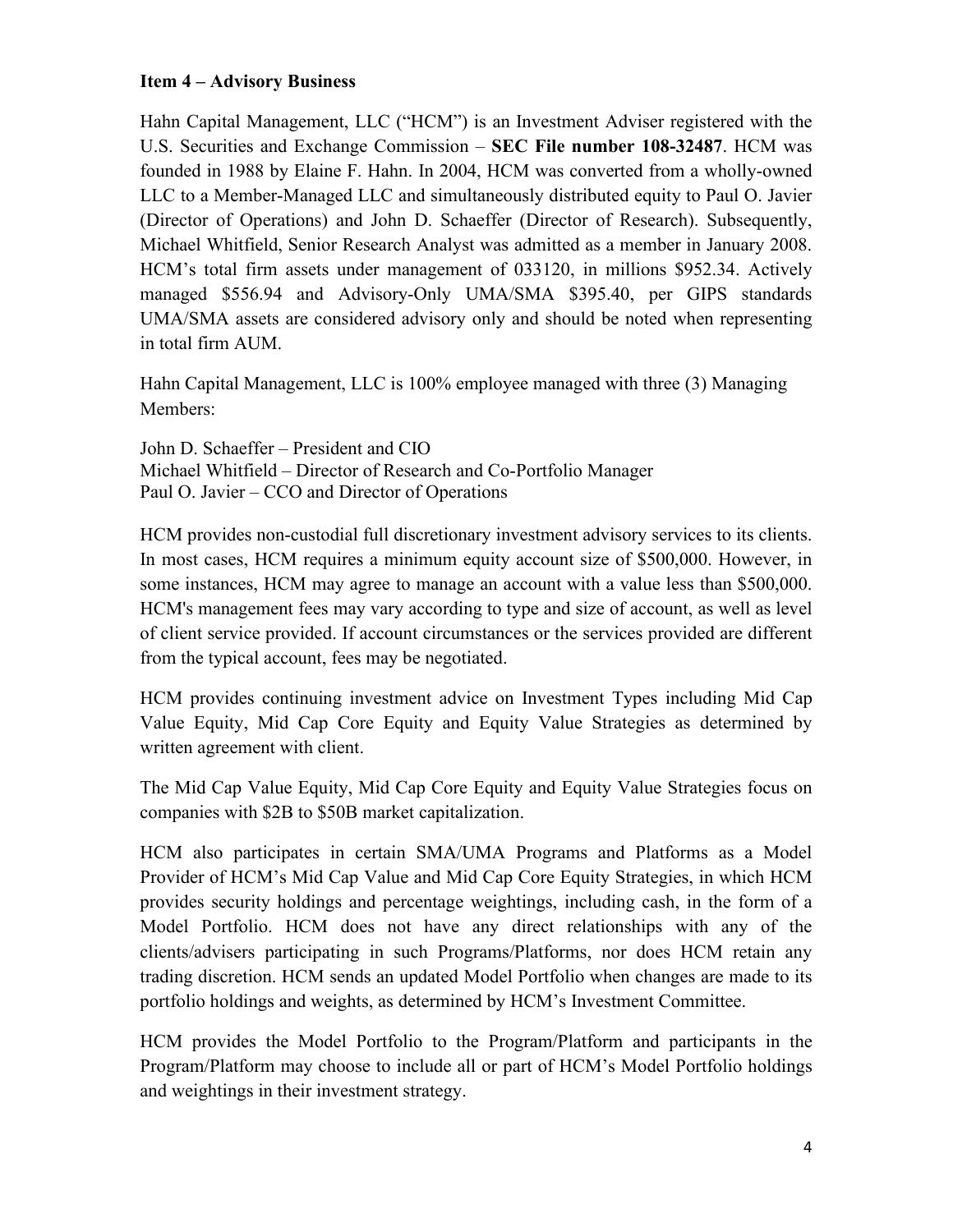**Item 4 – Advisory Business**

Hahn Capital Management, LLC ("HCM") is an Investment Adviser registered with the U.S. Securities and Exchange Commission – **SEC File number 108-32487**. HCM was founded in 1988 by Elaine F. Hahn. In 2004, HCM was converted from a wholly-owned LLC to a Member-Managed LLC and simultaneously distributed equity to Paul O. Javier (Director of Operations) and John D. Schaeffer (Director of Research). Subsequently, Michael Whitfield, Senior Research Analyst was admitted as a member in January 2008. HCM's total firm assets under management of 033120, in millions $952.34. Actively managed $556.94 and Advisory-Only UMA/SMA $395.40, per GIPS standards UMA/SMA assets are considered advisory only and should be noted when representing in total firm AUM.

Hahn Capital Management, LLC is 100% employee managed with three (3) Managing Members:

John D. Schaeffer – President and CIO
Michael Whitfield – Director of Research and Co-Portfolio Manager
Paul O. Javier – CCO and Director of Operations

HCM provides non-custodial full discretionary investment advisory services to its clients. In most cases, HCM requires a minimum equity account size of $500,000. However, in some instances, HCM may agree to manage an account with a value less than $500,000. HCM's management fees may vary according to type and size of account, as well as level of client service provided. If account circumstances or the services provided are different from the typical account, fees may be negotiated.

HCM provides continuing investment advice on Investment Types including Mid Cap Value Equity, Mid Cap Core Equity and Equity Value Strategies as determined by written agreement with client.

The Mid Cap Value Equity, Mid Cap Core Equity and Equity Value Strategies focus on companies with $2B to $50B market capitalization.

HCM also participates in certain SMA/UMA Programs and Platforms as a Model Provider of HCM's Mid Cap Value and Mid Cap Core Equity Strategies, in which HCM provides security holdings and percentage weightings, including cash, in the form of a Model Portfolio. HCM does not have any direct relationships with any of the clients/advisers participating in such Programs/Platforms, nor does HCM retain any trading discretion. HCM sends an updated Model Portfolio when changes are made to its portfolio holdings and weights, as determined by HCM's Investment Committee.

HCM provides the Model Portfolio to the Program/Platform and participants in the Program/Platform may choose to include all or part of HCM's Model Portfolio holdings and weightings in their investment strategy.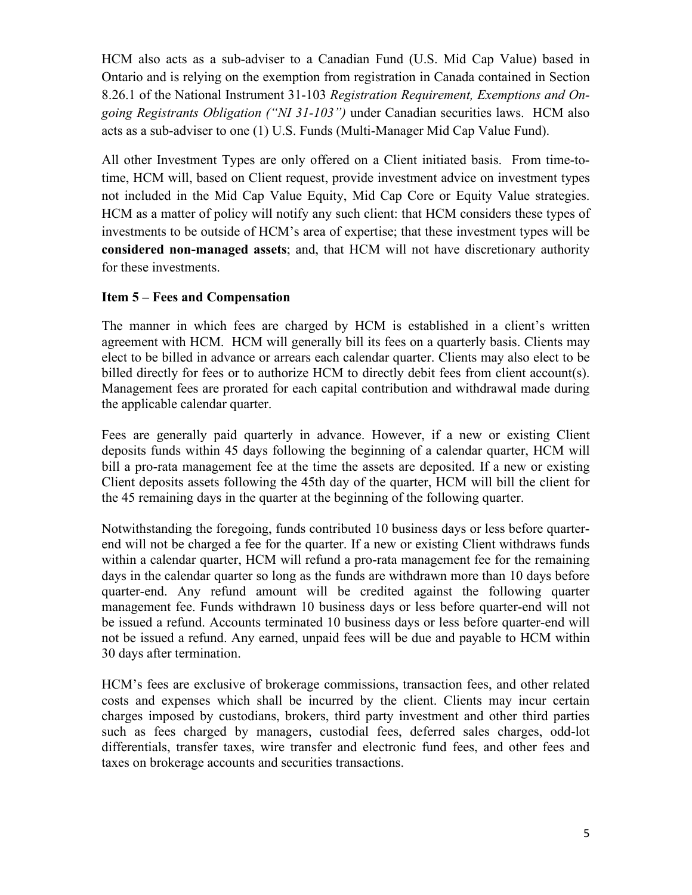HCM also acts as a sub-adviser to a Canadian Fund (U.S. Mid Cap Value) based in Ontario and is relying on the exemption from registration in Canada contained in Section 8.26.1 of the National Instrument 31-103 *Registration Requirement, Exemptions and On-going Registrants Obligation ("NI 31-103")* under Canadian securities laws. HCM also acts as a sub-adviser to one (1) U.S. Funds (Multi-Manager Mid Cap Value Fund).

All other Investment Types are only offered on a Client initiated basis. From time-to-time, HCM will, based on Client request, provide investment advice on investment types not included in the Mid Cap Value Equity, Mid Cap Core or Equity Value strategies. HCM as a matter of policy will notify any such client: that HCM considers these types of investments to be outside of HCM's area of expertise; that these investment types will be **considered non-managed assets**; and, that HCM will not have discretionary authority for these investments.

### Item 5 – Fees and Compensation

The manner in which fees are charged by HCM is established in a client's written agreement with HCM. HCM will generally bill its fees on a quarterly basis. Clients may elect to be billed in advance or arrears each calendar quarter. Clients may also elect to be billed directly for fees or to authorize HCM to directly debit fees from client account(s). Management fees are prorated for each capital contribution and withdrawal made during the applicable calendar quarter.

Fees are generally paid quarterly in advance. However, if a new or existing Client deposits funds within 45 days following the beginning of a calendar quarter, HCM will bill a pro-rata management fee at the time the assets are deposited. If a new or existing Client deposits assets following the 45th day of the quarter, HCM will bill the client for the 45 remaining days in the quarter at the beginning of the following quarter.

Notwithstanding the foregoing, funds contributed 10 business days or less before quarter-end will not be charged a fee for the quarter. If a new or existing Client withdraws funds within a calendar quarter, HCM will refund a pro-rata management fee for the remaining days in the calendar quarter so long as the funds are withdrawn more than 10 days before quarter-end. Any refund amount will be credited against the following quarter management fee. Funds withdrawn 10 business days or less before quarter-end will not be issued a refund. Accounts terminated 10 business days or less before quarter-end will not be issued a refund. Any earned, unpaid fees will be due and payable to HCM within 30 days after termination.

HCM's fees are exclusive of brokerage commissions, transaction fees, and other related costs and expenses which shall be incurred by the client. Clients may incur certain charges imposed by custodians, brokers, third party investment and other third parties such as fees charged by managers, custodial fees, deferred sales charges, odd-lot differentials, transfer taxes, wire transfer and electronic fund fees, and other fees and taxes on brokerage accounts and securities transactions.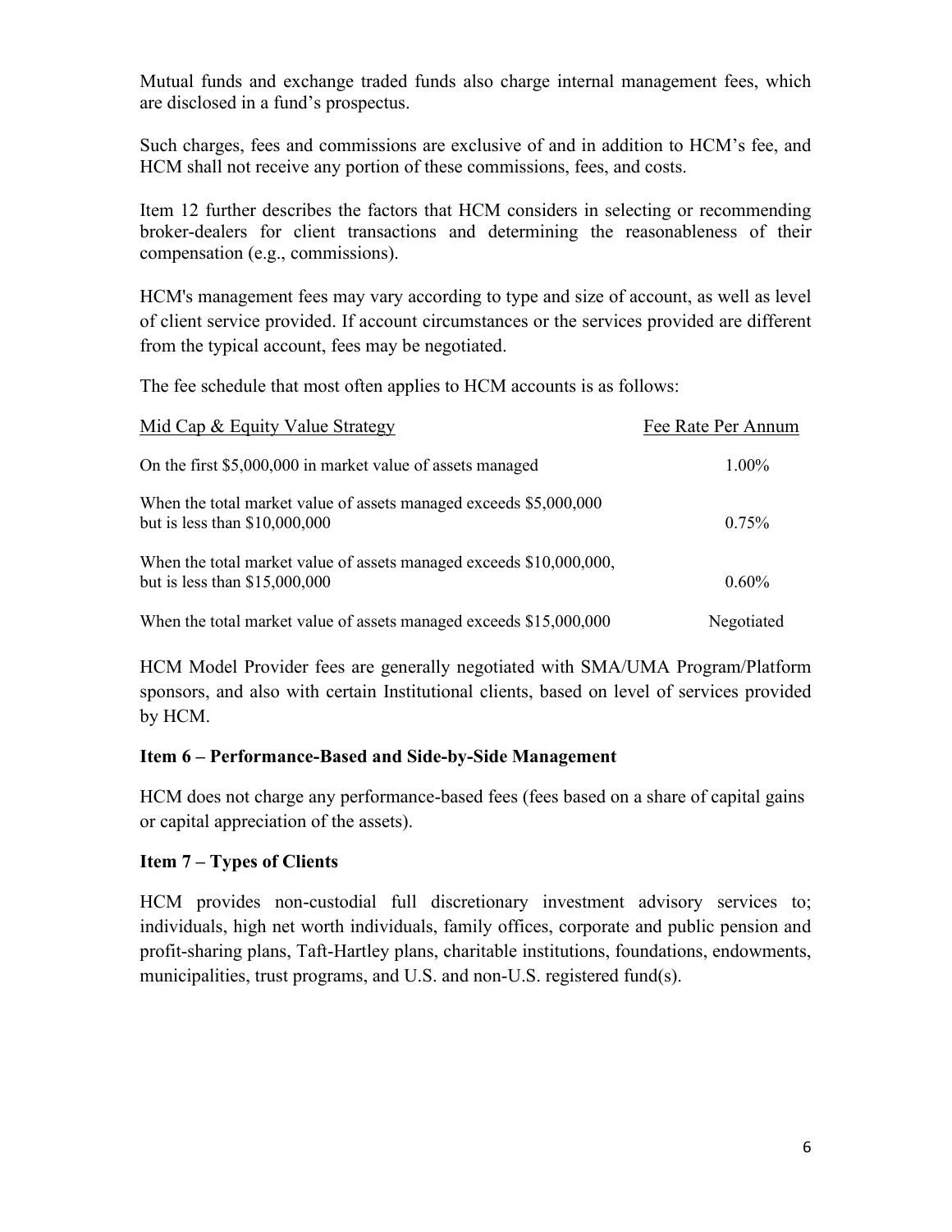Mutual funds and exchange traded funds also charge internal management fees, which are disclosed in a fund's prospectus.

Such charges, fees and commissions are exclusive of and in addition to HCM's fee, and HCM shall not receive any portion of these commissions, fees, and costs.

Item 12 further describes the factors that HCM considers in selecting or recommending broker-dealers for client transactions and determining the reasonableness of their compensation (e.g., commissions).

HCM's management fees may vary according to type and size of account, as well as level of client service provided. If account circumstances or the services provided are different from the typical account, fees may be negotiated.

The fee schedule that most often applies to HCM accounts is as follows:

| Mid Cap & Equity Value Strategy | Fee Rate Per Annum |
|---|---|
| On the first $5,000,000 in market value of assets managed | 1.00% |
| When the total market value of assets managed exceeds $5,000,000 but is less than $10,000,000 | 0.75% |
| When the total market value of assets managed exceeds $10,000,000, but is less than $15,000,000 | 0.60% |
| When the total market value of assets managed exceeds $15,000,000 | Negotiated |

HCM Model Provider fees are generally negotiated with SMA/UMA Program/Platform sponsors, and also with certain Institutional clients, based on level of services provided by HCM.

### Item 6 – Performance-Based and Side-by-Side Management

HCM does not charge any performance-based fees (fees based on a share of capital gains or capital appreciation of the assets).

### Item 7 – Types of Clients

HCM provides non-custodial full discretionary investment advisory services to; individuals, high net worth individuals, family offices, corporate and public pension and profit-sharing plans, Taft-Hartley plans, charitable institutions, foundations, endowments, municipalities, trust programs, and U.S. and non-U.S. registered fund(s).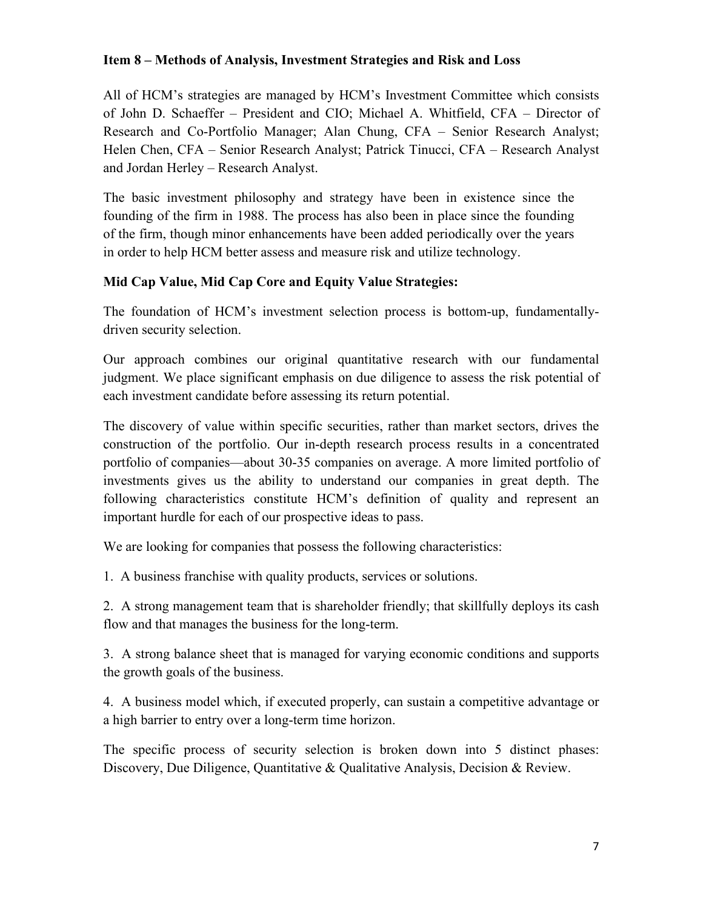**Item 8 – Methods of Analysis, Investment Strategies and Risk and Loss**

All of HCM's strategies are managed by HCM's Investment Committee which consists of John D. Schaeffer – President and CIO; Michael A. Whitfield, CFA – Director of Research and Co-Portfolio Manager; Alan Chung, CFA – Senior Research Analyst; Helen Chen, CFA – Senior Research Analyst; Patrick Tinucci, CFA – Research Analyst and Jordan Herley – Research Analyst.

The basic investment philosophy and strategy have been in existence since the founding of the firm in 1988. The process has also been in place since the founding of the firm, though minor enhancements have been added periodically over the years in order to help HCM better assess and measure risk and utilize technology.

**Mid Cap Value, Mid Cap Core and Equity Value Strategies:**

The foundation of HCM's investment selection process is bottom-up, fundamentally-driven security selection.

Our approach combines our original quantitative research with our fundamental judgment. We place significant emphasis on due diligence to assess the risk potential of each investment candidate before assessing its return potential.

The discovery of value within specific securities, rather than market sectors, drives the construction of the portfolio. Our in-depth research process results in a concentrated portfolio of companies—about 30-35 companies on average. A more limited portfolio of investments gives us the ability to understand our companies in great depth. The following characteristics constitute HCM's definition of quality and represent an important hurdle for each of our prospective ideas to pass.

We are looking for companies that possess the following characteristics:

1. A business franchise with quality products, services or solutions.

2. A strong management team that is shareholder friendly; that skillfully deploys its cash flow and that manages the business for the long-term.

3. A strong balance sheet that is managed for varying economic conditions and supports the growth goals of the business.

4. A business model which, if executed properly, can sustain a competitive advantage or a high barrier to entry over a long-term time horizon.

The specific process of security selection is broken down into 5 distinct phases: Discovery, Due Diligence, Quantitative & Qualitative Analysis, Decision & Review.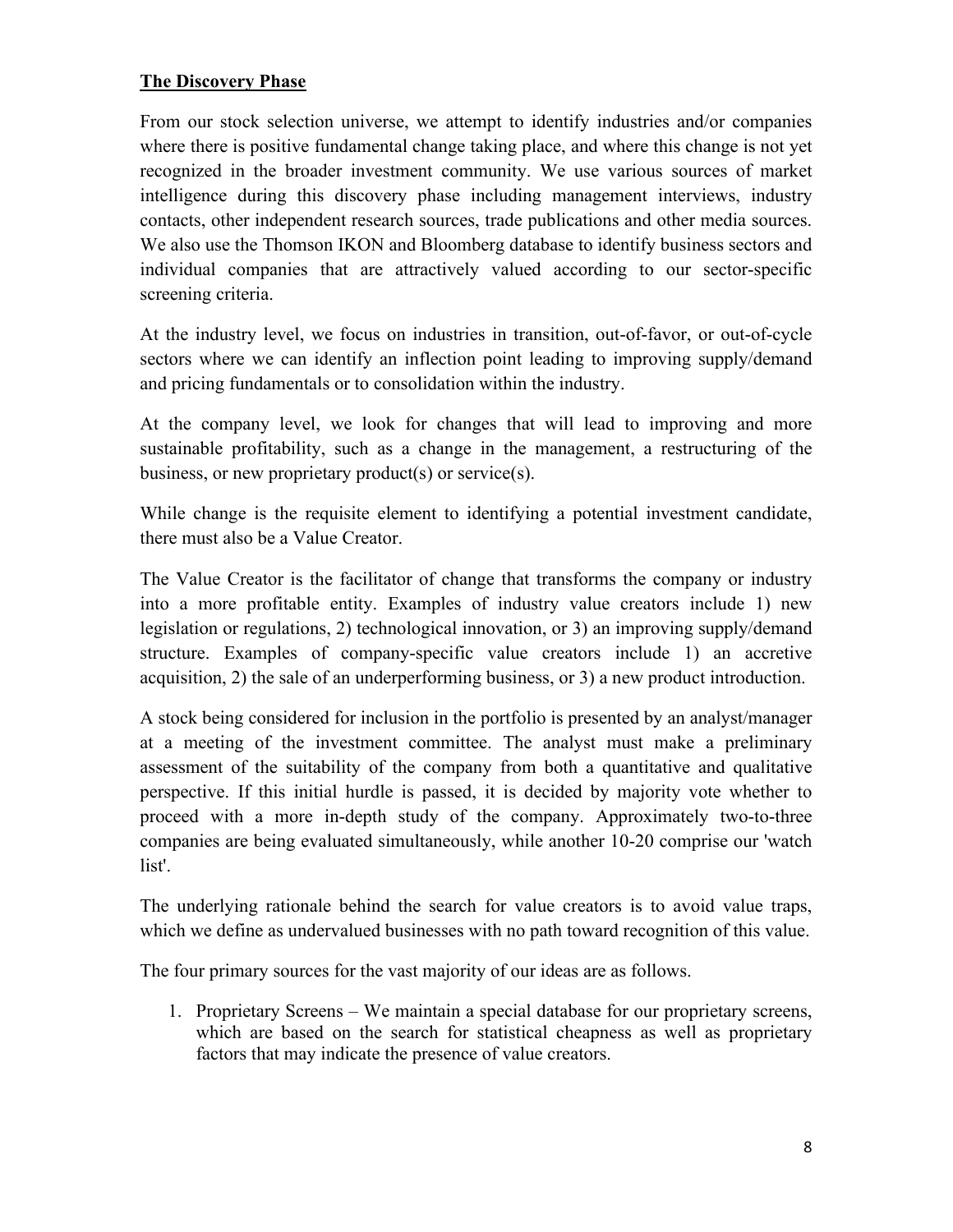## The Discovery Phase

From our stock selection universe, we attempt to identify industries and/or companies where there is positive fundamental change taking place, and where this change is not yet recognized in the broader investment community. We use various sources of market intelligence during this discovery phase including management interviews, industry contacts, other independent research sources, trade publications and other media sources. We also use the Thomson IKON and Bloomberg database to identify business sectors and individual companies that are attractively valued according to our sector-specific screening criteria.

At the industry level, we focus on industries in transition, out-of-favor, or out-of-cycle sectors where we can identify an inflection point leading to improving supply/demand and pricing fundamentals or to consolidation within the industry.

At the company level, we look for changes that will lead to improving and more sustainable profitability, such as a change in the management, a restructuring of the business, or new proprietary product(s) or service(s).

While change is the requisite element to identifying a potential investment candidate, there must also be a Value Creator.

The Value Creator is the facilitator of change that transforms the company or industry into a more profitable entity. Examples of industry value creators include 1) new legislation or regulations, 2) technological innovation, or 3) an improving supply/demand structure. Examples of company-specific value creators include 1) an accretive acquisition, 2) the sale of an underperforming business, or 3) a new product introduction.

A stock being considered for inclusion in the portfolio is presented by an analyst/manager at a meeting of the investment committee. The analyst must make a preliminary assessment of the suitability of the company from both a quantitative and qualitative perspective. If this initial hurdle is passed, it is decided by majority vote whether to proceed with a more in-depth study of the company. Approximately two-to-three companies are being evaluated simultaneously, while another 10-20 comprise our 'watch list'.

The underlying rationale behind the search for value creators is to avoid value traps, which we define as undervalued businesses with no path toward recognition of this value.

The four primary sources for the vast majority of our ideas are as follows.

1. Proprietary Screens – We maintain a special database for our proprietary screens, which are based on the search for statistical cheapness as well as proprietary factors that may indicate the presence of value creators.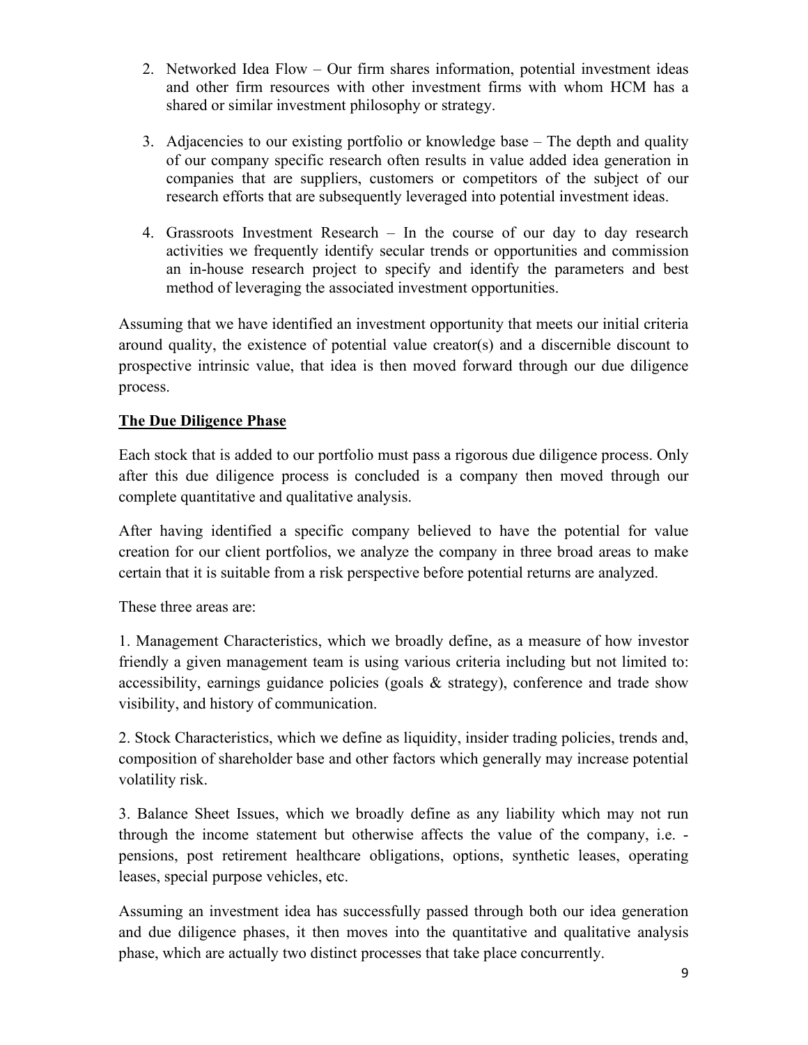2. Networked Idea Flow – Our firm shares information, potential investment ideas and other firm resources with other investment firms with whom HCM has a shared or similar investment philosophy or strategy.

3. Adjacencies to our existing portfolio or knowledge base – The depth and quality of our company specific research often results in value added idea generation in companies that are suppliers, customers or competitors of the subject of our research efforts that are subsequently leveraged into potential investment ideas.

4. Grassroots Investment Research – In the course of our day to day research activities we frequently identify secular trends or opportunities and commission an in-house research project to specify and identify the parameters and best method of leveraging the associated investment opportunities.

Assuming that we have identified an investment opportunity that meets our initial criteria around quality, the existence of potential value creator(s) and a discernible discount to prospective intrinsic value, that idea is then moved forward through our due diligence process.

**The Due Diligence Phase**

Each stock that is added to our portfolio must pass a rigorous due diligence process. Only after this due diligence process is concluded is a company then moved through our complete quantitative and qualitative analysis.

After having identified a specific company believed to have the potential for value creation for our client portfolios, we analyze the company in three broad areas to make certain that it is suitable from a risk perspective before potential returns are analyzed.

These three areas are:

1. Management Characteristics, which we broadly define, as a measure of how investor friendly a given management team is using various criteria including but not limited to: accessibility, earnings guidance policies (goals & strategy), conference and trade show visibility, and history of communication.

2. Stock Characteristics, which we define as liquidity, insider trading policies, trends and, composition of shareholder base and other factors which generally may increase potential volatility risk.

3. Balance Sheet Issues, which we broadly define as any liability which may not run through the income statement but otherwise affects the value of the company, i.e. - pensions, post retirement healthcare obligations, options, synthetic leases, operating leases, special purpose vehicles, etc.

Assuming an investment idea has successfully passed through both our idea generation and due diligence phases, it then moves into the quantitative and qualitative analysis phase, which are actually two distinct processes that take place concurrently.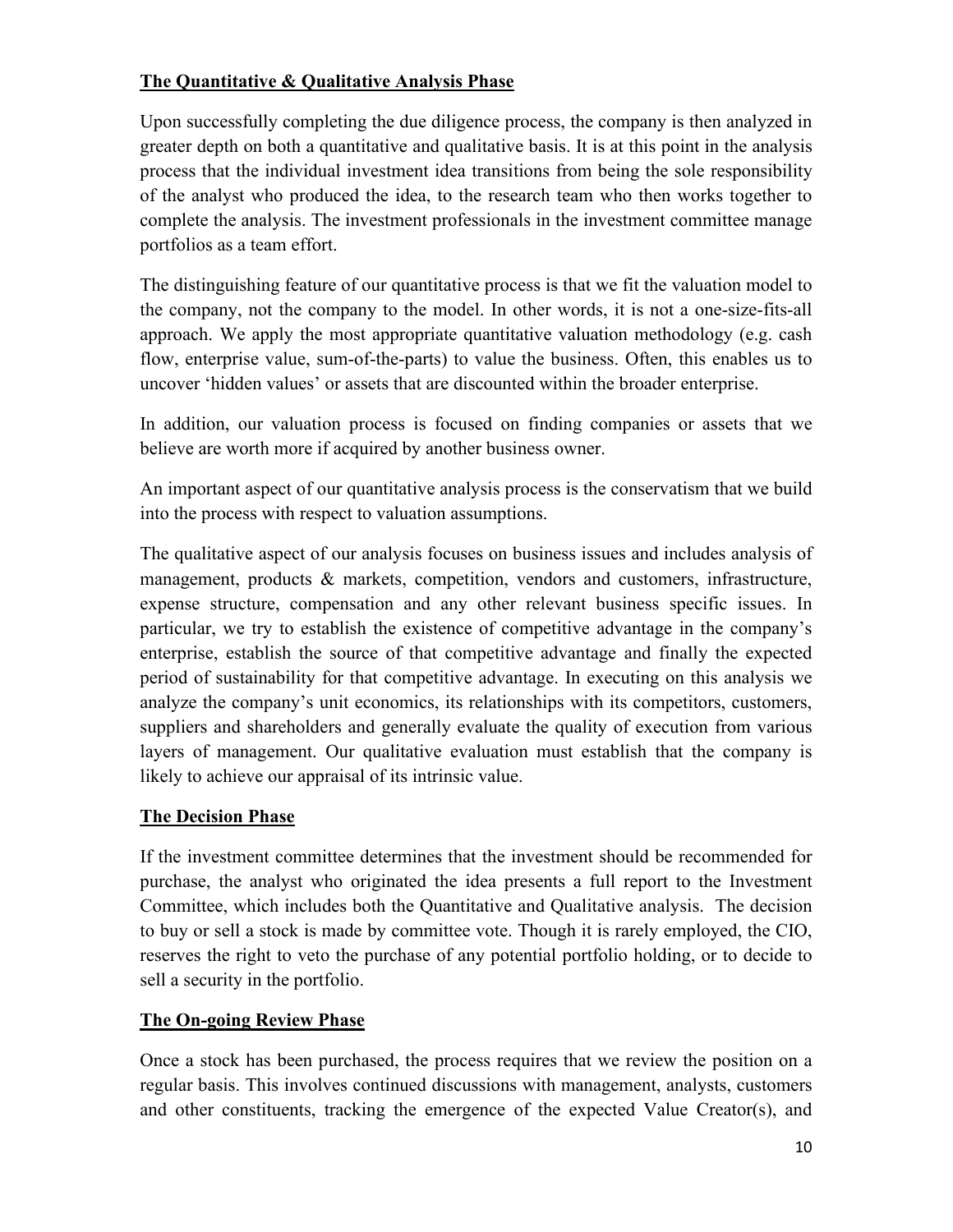## The Quantitative & Qualitative Analysis Phase

Upon successfully completing the due diligence process, the company is then analyzed in greater depth on both a quantitative and qualitative basis. It is at this point in the analysis process that the individual investment idea transitions from being the sole responsibility of the analyst who produced the idea, to the research team who then works together to complete the analysis. The investment professionals in the investment committee manage portfolios as a team effort.

The distinguishing feature of our quantitative process is that we fit the valuation model to the company, not the company to the model. In other words, it is not a one-size-fits-all approach. We apply the most appropriate quantitative valuation methodology (e.g. cash flow, enterprise value, sum-of-the-parts) to value the business. Often, this enables us to uncover 'hidden values' or assets that are discounted within the broader enterprise.

In addition, our valuation process is focused on finding companies or assets that we believe are worth more if acquired by another business owner.

An important aspect of our quantitative analysis process is the conservatism that we build into the process with respect to valuation assumptions.

The qualitative aspect of our analysis focuses on business issues and includes analysis of management, products & markets, competition, vendors and customers, infrastructure, expense structure, compensation and any other relevant business specific issues. In particular, we try to establish the existence of competitive advantage in the company's enterprise, establish the source of that competitive advantage and finally the expected period of sustainability for that competitive advantage. In executing on this analysis we analyze the company's unit economics, its relationships with its competitors, customers, suppliers and shareholders and generally evaluate the quality of execution from various layers of management. Our qualitative evaluation must establish that the company is likely to achieve our appraisal of its intrinsic value.

## The Decision Phase

If the investment committee determines that the investment should be recommended for purchase, the analyst who originated the idea presents a full report to the Investment Committee, which includes both the Quantitative and Qualitative analysis. The decision to buy or sell a stock is made by committee vote. Though it is rarely employed, the CIO, reserves the right to veto the purchase of any potential portfolio holding, or to decide to sell a security in the portfolio.

## The On-going Review Phase

Once a stock has been purchased, the process requires that we review the position on a regular basis. This involves continued discussions with management, analysts, customers and other constituents, tracking the emergence of the expected Value Creator(s), and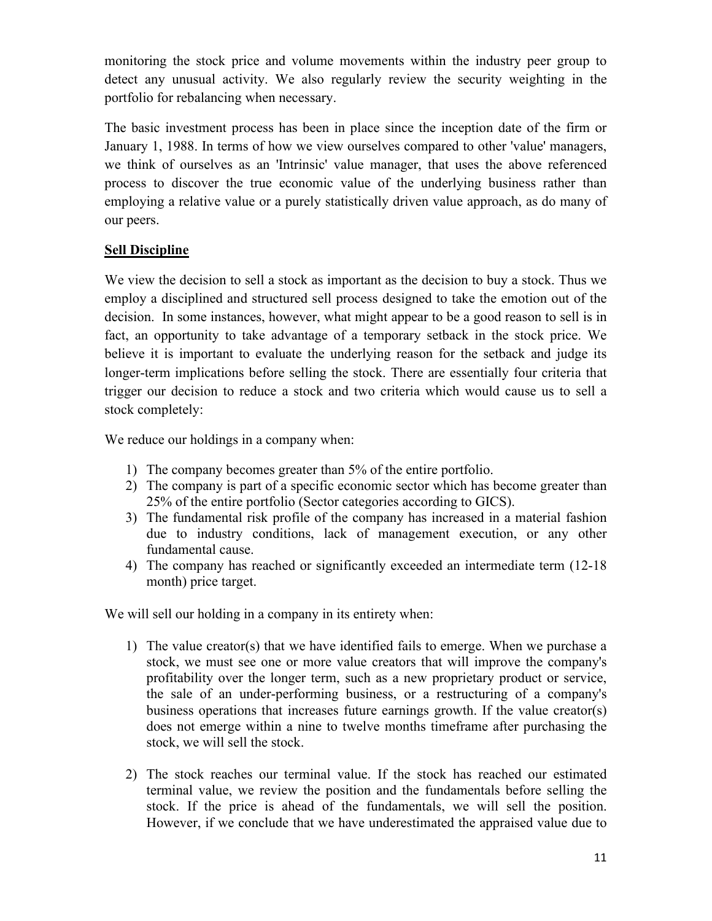monitoring the stock price and volume movements within the industry peer group to detect any unusual activity. We also regularly review the security weighting in the portfolio for rebalancing when necessary.

The basic investment process has been in place since the inception date of the firm or January 1, 1988. In terms of how we view ourselves compared to other 'value' managers, we think of ourselves as an 'Intrinsic' value manager, that uses the above referenced process to discover the true economic value of the underlying business rather than employing a relative value or a purely statistically driven value approach, as do many of our peers.

**<u>Sell Discipline</u>**

We view the decision to sell a stock as important as the decision to buy a stock. Thus we employ a disciplined and structured sell process designed to take the emotion out of the decision. In some instances, however, what might appear to be a good reason to sell is in fact, an opportunity to take advantage of a temporary setback in the stock price. We believe it is important to evaluate the underlying reason for the setback and judge its longer-term implications before selling the stock. There are essentially four criteria that trigger our decision to reduce a stock and two criteria which would cause us to sell a stock completely:

We reduce our holdings in a company when:

1) The company becomes greater than 5% of the entire portfolio.
2) The company is part of a specific economic sector which has become greater than 25% of the entire portfolio (Sector categories according to GICS).
3) The fundamental risk profile of the company has increased in a material fashion due to industry conditions, lack of management execution, or any other fundamental cause.
4) The company has reached or significantly exceeded an intermediate term (12-18 month) price target.

We will sell our holding in a company in its entirety when:

1) The value creator(s) that we have identified fails to emerge. When we purchase a stock, we must see one or more value creators that will improve the company's profitability over the longer term, such as a new proprietary product or service, the sale of an under-performing business, or a restructuring of a company's business operations that increases future earnings growth. If the value creator(s) does not emerge within a nine to twelve months timeframe after purchasing the stock, we will sell the stock.

2) The stock reaches our terminal value. If the stock has reached our estimated terminal value, we review the position and the fundamentals before selling the stock. If the price is ahead of the fundamentals, we will sell the position. However, if we conclude that we have underestimated the appraised value due to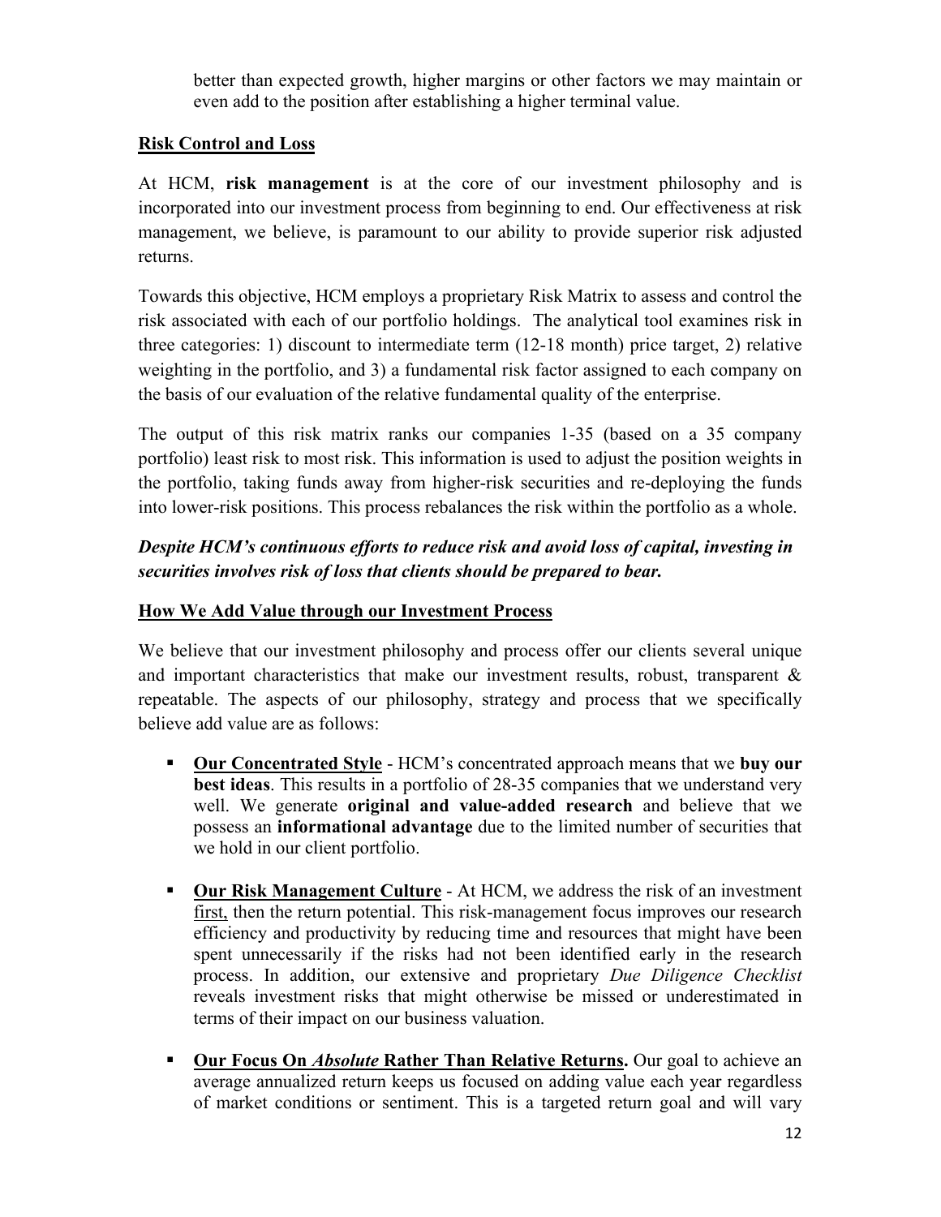better than expected growth, higher margins or other factors we may maintain or even add to the position after establishing a higher terminal value.

## Risk Control and Loss

At HCM, **risk management** is at the core of our investment philosophy and is incorporated into our investment process from beginning to end. Our effectiveness at risk management, we believe, is paramount to our ability to provide superior risk adjusted returns.

Towards this objective, HCM employs a proprietary Risk Matrix to assess and control the risk associated with each of our portfolio holdings. The analytical tool examines risk in three categories: 1) discount to intermediate term (12-18 month) price target, 2) relative weighting in the portfolio, and 3) a fundamental risk factor assigned to each company on the basis of our evaluation of the relative fundamental quality of the enterprise.

The output of this risk matrix ranks our companies 1-35 (based on a 35 company portfolio) least risk to most risk. This information is used to adjust the position weights in the portfolio, taking funds away from higher-risk securities and re-deploying the funds into lower-risk positions. This process rebalances the risk within the portfolio as a whole.

***Despite HCM's continuous efforts to reduce risk and avoid loss of capital, investing in securities involves risk of loss that clients should be prepared to bear.***

## How We Add Value through our Investment Process

We believe that our investment philosophy and process offer our clients several unique and important characteristics that make our investment results, robust, transparent & repeatable. The aspects of our philosophy, strategy and process that we specifically believe add value are as follows:

- **Our Concentrated Style** - HCM's concentrated approach means that we **buy our best ideas**. This results in a portfolio of 28-35 companies that we understand very well. We generate **original and value-added research** and believe that we possess an **informational advantage** due to the limited number of securities that we hold in our client portfolio.

- **Our Risk Management Culture** - At HCM, we address the risk of an investment first, then the return potential. This risk-management focus improves our research efficiency and productivity by reducing time and resources that might have been spent unnecessarily if the risks had not been identified early in the research process. In addition, our extensive and proprietary *Due Diligence Checklist* reveals investment risks that might otherwise be missed or underestimated in terms of their impact on our business valuation.

- **Our Focus On *Absolute* Rather Than Relative Returns.** Our goal to achieve an average annualized return keeps us focused on adding value each year regardless of market conditions or sentiment. This is a targeted return goal and will vary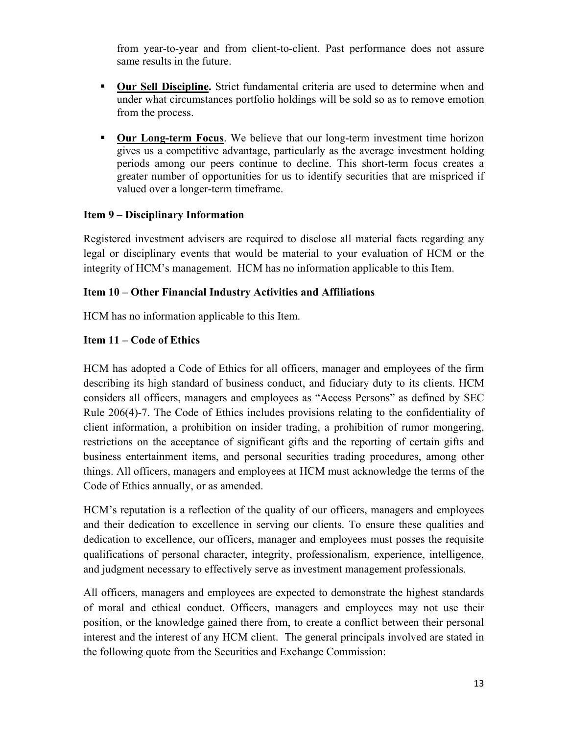from year-to-year and from client-to-client. Past performance does not assure same results in the future.

- **Our Sell Discipline.** Strict fundamental criteria are used to determine when and under what circumstances portfolio holdings will be sold so as to remove emotion from the process.
- **Our Long-term Focus**. We believe that our long-term investment time horizon gives us a competitive advantage, particularly as the average investment holding periods among our peers continue to decline. This short-term focus creates a greater number of opportunities for us to identify securities that are mispriced if valued over a longer-term timeframe.

## Item 9 – Disciplinary Information

Registered investment advisers are required to disclose all material facts regarding any legal or disciplinary events that would be material to your evaluation of HCM or the integrity of HCM's management. HCM has no information applicable to this Item.

## Item 10 – Other Financial Industry Activities and Affiliations

HCM has no information applicable to this Item.

## Item 11 – Code of Ethics

HCM has adopted a Code of Ethics for all officers, manager and employees of the firm describing its high standard of business conduct, and fiduciary duty to its clients. HCM considers all officers, managers and employees as "Access Persons" as defined by SEC Rule 206(4)-7. The Code of Ethics includes provisions relating to the confidentiality of client information, a prohibition on insider trading, a prohibition of rumor mongering, restrictions on the acceptance of significant gifts and the reporting of certain gifts and business entertainment items, and personal securities trading procedures, among other things. All officers, managers and employees at HCM must acknowledge the terms of the Code of Ethics annually, or as amended.

HCM's reputation is a reflection of the quality of our officers, managers and employees and their dedication to excellence in serving our clients. To ensure these qualities and dedication to excellence, our officers, manager and employees must posses the requisite qualifications of personal character, integrity, professionalism, experience, intelligence, and judgment necessary to effectively serve as investment management professionals.

All officers, managers and employees are expected to demonstrate the highest standards of moral and ethical conduct. Officers, managers and employees may not use their position, or the knowledge gained there from, to create a conflict between their personal interest and the interest of any HCM client. The general principals involved are stated in the following quote from the Securities and Exchange Commission: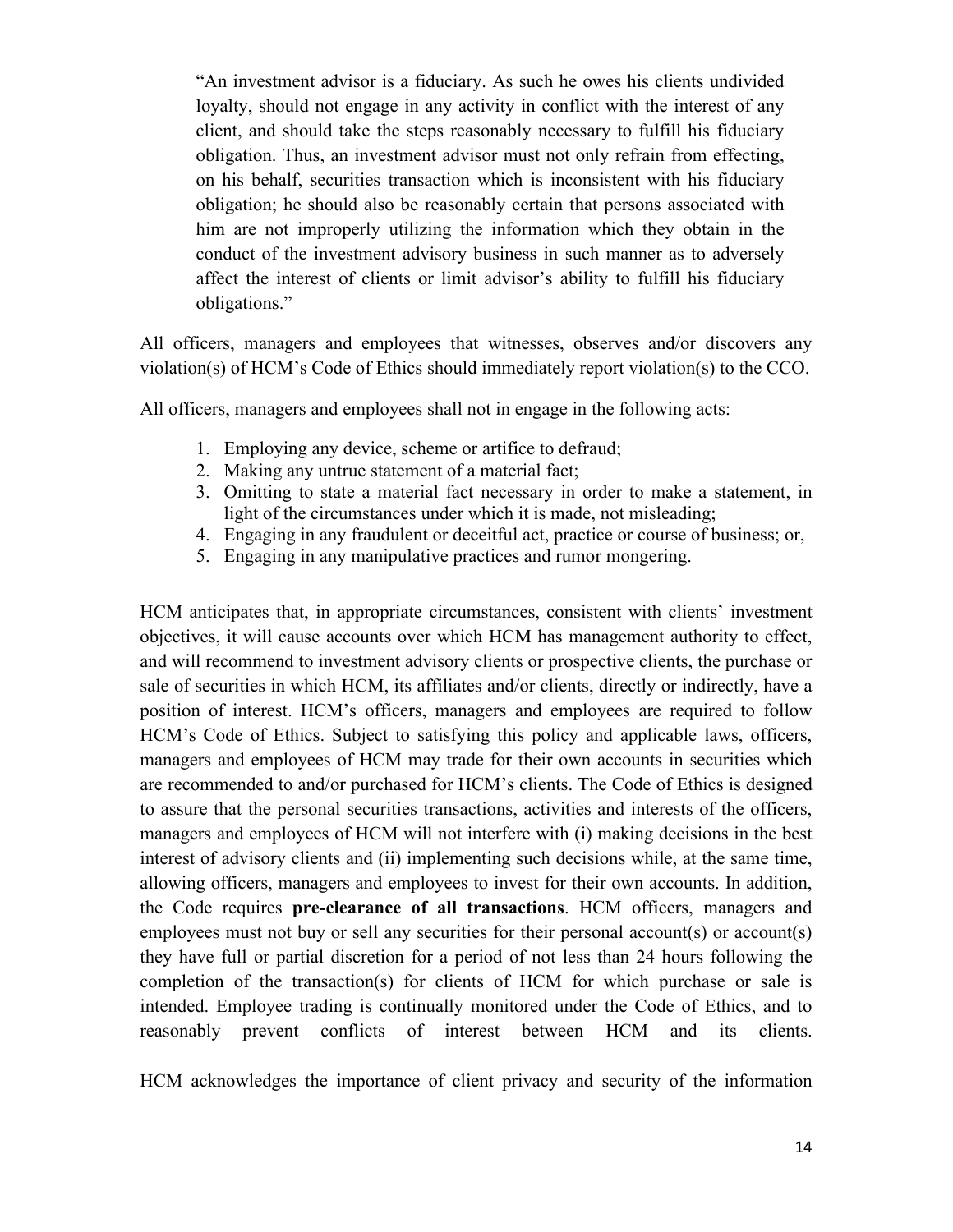> "An investment advisor is a fiduciary. As such he owes his clients undivided loyalty, should not engage in any activity in conflict with the interest of any client, and should take the steps reasonably necessary to fulfill his fiduciary obligation. Thus, an investment advisor must not only refrain from effecting, on his behalf, securities transaction which is inconsistent with his fiduciary obligation; he should also be reasonably certain that persons associated with him are not improperly utilizing the information which they obtain in the conduct of the investment advisory business in such manner as to adversely affect the interest of clients or limit advisor's ability to fulfill his fiduciary obligations."

All officers, managers and employees that witnesses, observes and/or discovers any violation(s) of HCM's Code of Ethics should immediately report violation(s) to the CCO.

All officers, managers and employees shall not in engage in the following acts:

1. Employing any device, scheme or artifice to defraud;
2. Making any untrue statement of a material fact;
3. Omitting to state a material fact necessary in order to make a statement, in light of the circumstances under which it is made, not misleading;
4. Engaging in any fraudulent or deceitful act, practice or course of business; or,
5. Engaging in any manipulative practices and rumor mongering.

HCM anticipates that, in appropriate circumstances, consistent with clients' investment objectives, it will cause accounts over which HCM has management authority to effect, and will recommend to investment advisory clients or prospective clients, the purchase or sale of securities in which HCM, its affiliates and/or clients, directly or indirectly, have a position of interest. HCM's officers, managers and employees are required to follow HCM's Code of Ethics. Subject to satisfying this policy and applicable laws, officers, managers and employees of HCM may trade for their own accounts in securities which are recommended to and/or purchased for HCM's clients. The Code of Ethics is designed to assure that the personal securities transactions, activities and interests of the officers, managers and employees of HCM will not interfere with (i) making decisions in the best interest of advisory clients and (ii) implementing such decisions while, at the same time, allowing officers, managers and employees to invest for their own accounts. In addition, the Code requires **pre-clearance of all transactions**. HCM officers, managers and employees must not buy or sell any securities for their personal account(s) or account(s) they have full or partial discretion for a period of not less than 24 hours following the completion of the transaction(s) for clients of HCM for which purchase or sale is intended. Employee trading is continually monitored under the Code of Ethics, and to reasonably prevent conflicts of interest between HCM and its clients.

HCM acknowledges the importance of client privacy and security of the information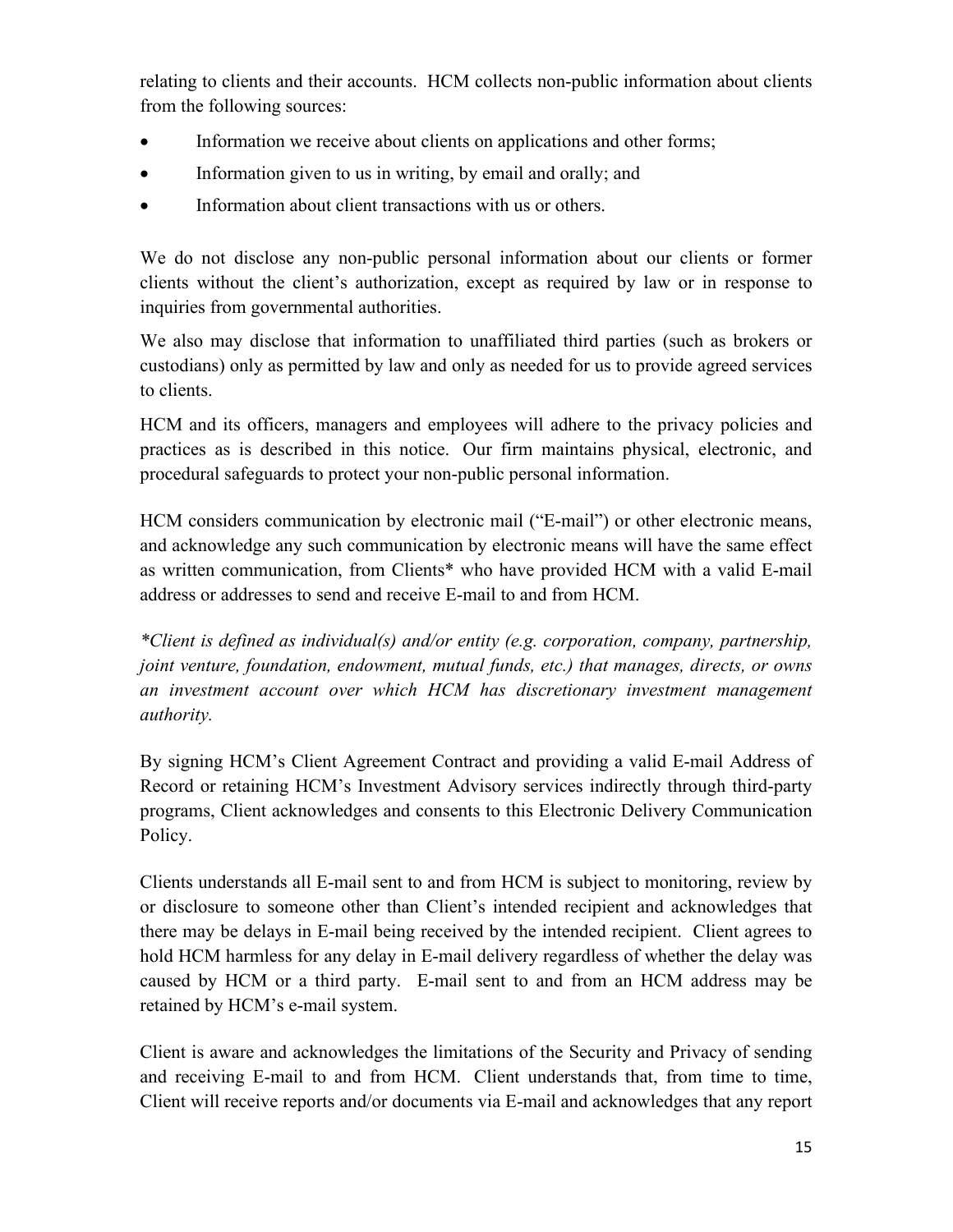relating to clients and their accounts. HCM collects non-public information about clients from the following sources:

- Information we receive about clients on applications and other forms;
- Information given to us in writing, by email and orally; and
- Information about client transactions with us or others.

We do not disclose any non-public personal information about our clients or former clients without the client's authorization, except as required by law or in response to inquiries from governmental authorities.

We also may disclose that information to unaffiliated third parties (such as brokers or custodians) only as permitted by law and only as needed for us to provide agreed services to clients.

HCM and its officers, managers and employees will adhere to the privacy policies and practices as is described in this notice. Our firm maintains physical, electronic, and procedural safeguards to protect your non-public personal information.

HCM considers communication by electronic mail ("E-mail") or other electronic means, and acknowledge any such communication by electronic means will have the same effect as written communication, from Clients* who have provided HCM with a valid E-mail address or addresses to send and receive E-mail to and from HCM.

*\*Client is defined as individual(s) and/or entity (e.g. corporation, company, partnership, joint venture, foundation, endowment, mutual funds, etc.) that manages, directs, or owns an investment account over which HCM has discretionary investment management authority.*

By signing HCM's Client Agreement Contract and providing a valid E-mail Address of Record or retaining HCM's Investment Advisory services indirectly through third-party programs, Client acknowledges and consents to this Electronic Delivery Communication Policy.

Clients understands all E-mail sent to and from HCM is subject to monitoring, review by or disclosure to someone other than Client's intended recipient and acknowledges that there may be delays in E-mail being received by the intended recipient. Client agrees to hold HCM harmless for any delay in E-mail delivery regardless of whether the delay was caused by HCM or a third party. E-mail sent to and from an HCM address may be retained by HCM's e-mail system.

Client is aware and acknowledges the limitations of the Security and Privacy of sending and receiving E-mail to and from HCM. Client understands that, from time to time, Client will receive reports and/or documents via E-mail and acknowledges that any report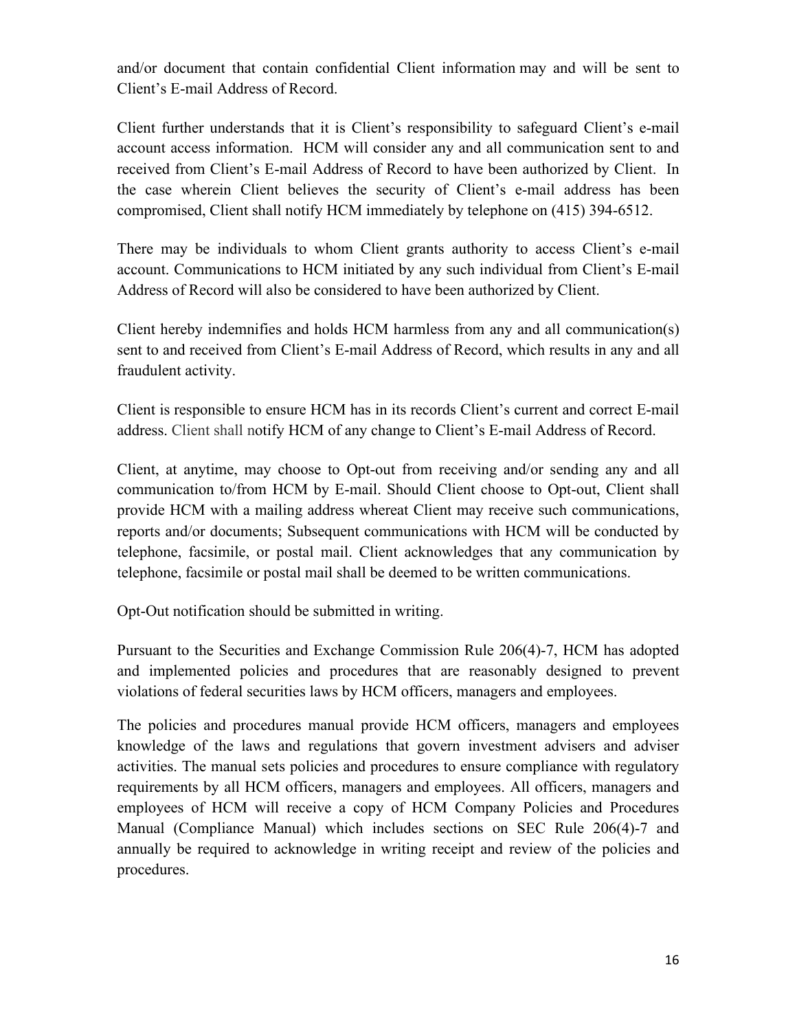and/or document that contain confidential Client information may and will be sent to Client's E-mail Address of Record.

Client further understands that it is Client's responsibility to safeguard Client's e-mail account access information. HCM will consider any and all communication sent to and received from Client's E-mail Address of Record to have been authorized by Client. In the case wherein Client believes the security of Client's e-mail address has been compromised, Client shall notify HCM immediately by telephone on (415) 394-6512.

There may be individuals to whom Client grants authority to access Client's e-mail account. Communications to HCM initiated by any such individual from Client's E-mail Address of Record will also be considered to have been authorized by Client.

Client hereby indemnifies and holds HCM harmless from any and all communication(s) sent to and received from Client's E-mail Address of Record, which results in any and all fraudulent activity.

Client is responsible to ensure HCM has in its records Client's current and correct E-mail address. Client shall notify HCM of any change to Client's E-mail Address of Record.

Client, at anytime, may choose to Opt-out from receiving and/or sending any and all communication to/from HCM by E-mail. Should Client choose to Opt-out, Client shall provide HCM with a mailing address whereat Client may receive such communications, reports and/or documents; Subsequent communications with HCM will be conducted by telephone, facsimile, or postal mail. Client acknowledges that any communication by telephone, facsimile or postal mail shall be deemed to be written communications.

Opt-Out notification should be submitted in writing.

Pursuant to the Securities and Exchange Commission Rule 206(4)-7, HCM has adopted and implemented policies and procedures that are reasonably designed to prevent violations of federal securities laws by HCM officers, managers and employees.

The policies and procedures manual provide HCM officers, managers and employees knowledge of the laws and regulations that govern investment advisers and adviser activities. The manual sets policies and procedures to ensure compliance with regulatory requirements by all HCM officers, managers and employees. All officers, managers and employees of HCM will receive a copy of HCM Company Policies and Procedures Manual (Compliance Manual) which includes sections on SEC Rule 206(4)-7 and annually be required to acknowledge in writing receipt and review of the policies and procedures.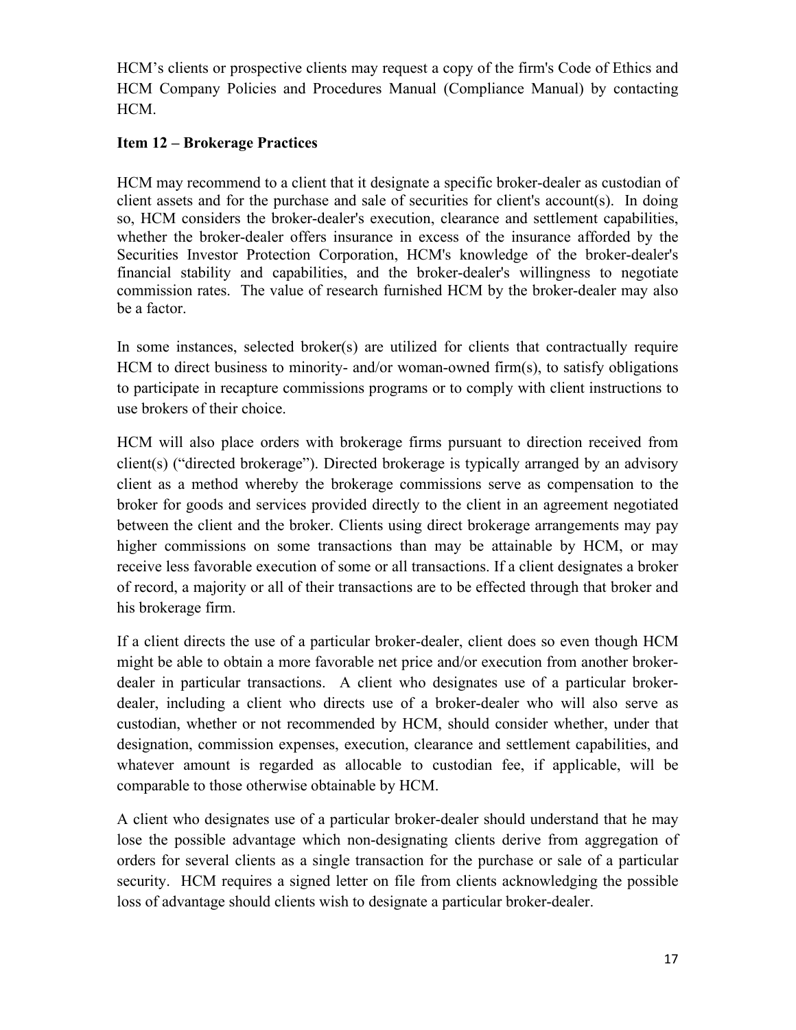HCM's clients or prospective clients may request a copy of the firm's Code of Ethics and HCM Company Policies and Procedures Manual (Compliance Manual) by contacting HCM.

## Item 12 – Brokerage Practices

HCM may recommend to a client that it designate a specific broker-dealer as custodian of client assets and for the purchase and sale of securities for client's account(s). In doing so, HCM considers the broker-dealer's execution, clearance and settlement capabilities, whether the broker-dealer offers insurance in excess of the insurance afforded by the Securities Investor Protection Corporation, HCM's knowledge of the broker-dealer's financial stability and capabilities, and the broker-dealer's willingness to negotiate commission rates. The value of research furnished HCM by the broker-dealer may also be a factor.

In some instances, selected broker(s) are utilized for clients that contractually require HCM to direct business to minority- and/or woman-owned firm(s), to satisfy obligations to participate in recapture commissions programs or to comply with client instructions to use brokers of their choice.

HCM will also place orders with brokerage firms pursuant to direction received from client(s) ("directed brokerage"). Directed brokerage is typically arranged by an advisory client as a method whereby the brokerage commissions serve as compensation to the broker for goods and services provided directly to the client in an agreement negotiated between the client and the broker. Clients using direct brokerage arrangements may pay higher commissions on some transactions than may be attainable by HCM, or may receive less favorable execution of some or all transactions. If a client designates a broker of record, a majority or all of their transactions are to be effected through that broker and his brokerage firm.

If a client directs the use of a particular broker-dealer, client does so even though HCM might be able to obtain a more favorable net price and/or execution from another broker-dealer in particular transactions. A client who designates use of a particular broker-dealer, including a client who directs use of a broker-dealer who will also serve as custodian, whether or not recommended by HCM, should consider whether, under that designation, commission expenses, execution, clearance and settlement capabilities, and whatever amount is regarded as allocable to custodian fee, if applicable, will be comparable to those otherwise obtainable by HCM.

A client who designates use of a particular broker-dealer should understand that he may lose the possible advantage which non-designating clients derive from aggregation of orders for several clients as a single transaction for the purchase or sale of a particular security. HCM requires a signed letter on file from clients acknowledging the possible loss of advantage should clients wish to designate a particular broker-dealer.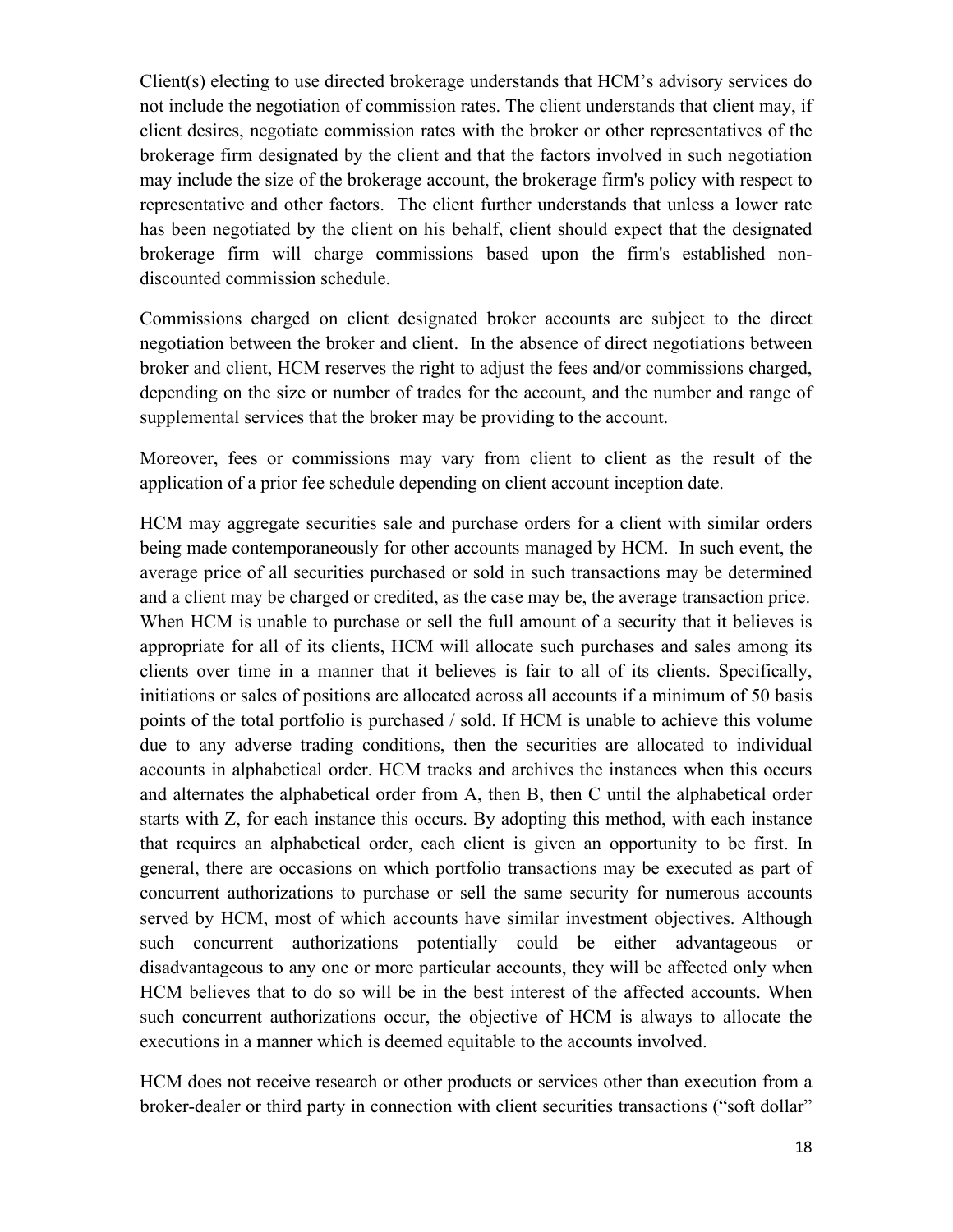Client(s) electing to use directed brokerage understands that HCM's advisory services do not include the negotiation of commission rates. The client understands that client may, if client desires, negotiate commission rates with the broker or other representatives of the brokerage firm designated by the client and that the factors involved in such negotiation may include the size of the brokerage account, the brokerage firm's policy with respect to representative and other factors. The client further understands that unless a lower rate has been negotiated by the client on his behalf, client should expect that the designated brokerage firm will charge commissions based upon the firm's established non-discounted commission schedule.

Commissions charged on client designated broker accounts are subject to the direct negotiation between the broker and client. In the absence of direct negotiations between broker and client, HCM reserves the right to adjust the fees and/or commissions charged, depending on the size or number of trades for the account, and the number and range of supplemental services that the broker may be providing to the account.

Moreover, fees or commissions may vary from client to client as the result of the application of a prior fee schedule depending on client account inception date.

HCM may aggregate securities sale and purchase orders for a client with similar orders being made contemporaneously for other accounts managed by HCM. In such event, the average price of all securities purchased or sold in such transactions may be determined and a client may be charged or credited, as the case may be, the average transaction price. When HCM is unable to purchase or sell the full amount of a security that it believes is appropriate for all of its clients, HCM will allocate such purchases and sales among its clients over time in a manner that it believes is fair to all of its clients. Specifically, initiations or sales of positions are allocated across all accounts if a minimum of 50 basis points of the total portfolio is purchased / sold. If HCM is unable to achieve this volume due to any adverse trading conditions, then the securities are allocated to individual accounts in alphabetical order. HCM tracks and archives the instances when this occurs and alternates the alphabetical order from A, then B, then C until the alphabetical order starts with Z, for each instance this occurs. By adopting this method, with each instance that requires an alphabetical order, each client is given an opportunity to be first. In general, there are occasions on which portfolio transactions may be executed as part of concurrent authorizations to purchase or sell the same security for numerous accounts served by HCM, most of which accounts have similar investment objectives. Although such concurrent authorizations potentially could be either advantageous or disadvantageous to any one or more particular accounts, they will be affected only when HCM believes that to do so will be in the best interest of the affected accounts. When such concurrent authorizations occur, the objective of HCM is always to allocate the executions in a manner which is deemed equitable to the accounts involved.

HCM does not receive research or other products or services other than execution from a broker-dealer or third party in connection with client securities transactions ("soft dollar"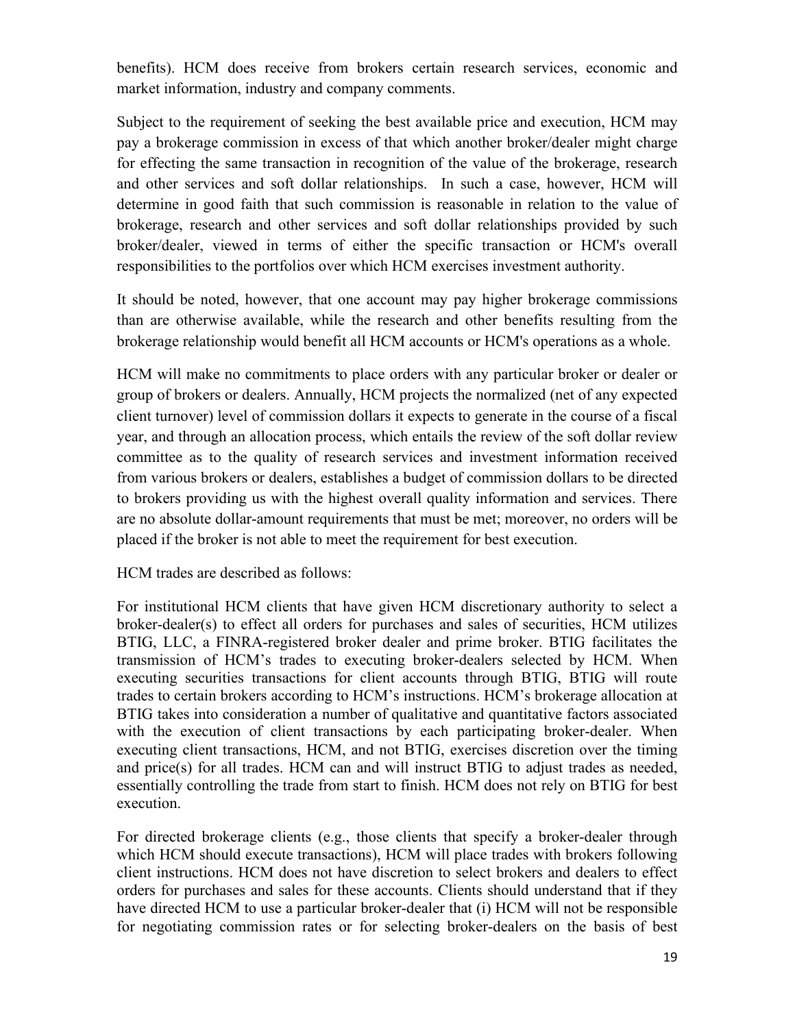benefits). HCM does receive from brokers certain research services, economic and market information, industry and company comments.

Subject to the requirement of seeking the best available price and execution, HCM may pay a brokerage commission in excess of that which another broker/dealer might charge for effecting the same transaction in recognition of the value of the brokerage, research and other services and soft dollar relationships. In such a case, however, HCM will determine in good faith that such commission is reasonable in relation to the value of brokerage, research and other services and soft dollar relationships provided by such broker/dealer, viewed in terms of either the specific transaction or HCM's overall responsibilities to the portfolios over which HCM exercises investment authority.

It should be noted, however, that one account may pay higher brokerage commissions than are otherwise available, while the research and other benefits resulting from the brokerage relationship would benefit all HCM accounts or HCM's operations as a whole.

HCM will make no commitments to place orders with any particular broker or dealer or group of brokers or dealers. Annually, HCM projects the normalized (net of any expected client turnover) level of commission dollars it expects to generate in the course of a fiscal year, and through an allocation process, which entails the review of the soft dollar review committee as to the quality of research services and investment information received from various brokers or dealers, establishes a budget of commission dollars to be directed to brokers providing us with the highest overall quality information and services. There are no absolute dollar-amount requirements that must be met; moreover, no orders will be placed if the broker is not able to meet the requirement for best execution.

HCM trades are described as follows:

For institutional HCM clients that have given HCM discretionary authority to select a broker-dealer(s) to effect all orders for purchases and sales of securities, HCM utilizes BTIG, LLC, a FINRA-registered broker dealer and prime broker. BTIG facilitates the transmission of HCM's trades to executing broker-dealers selected by HCM. When executing securities transactions for client accounts through BTIG, BTIG will route trades to certain brokers according to HCM's instructions. HCM's brokerage allocation at BTIG takes into consideration a number of qualitative and quantitative factors associated with the execution of client transactions by each participating broker-dealer. When executing client transactions, HCM, and not BTIG, exercises discretion over the timing and price(s) for all trades. HCM can and will instruct BTIG to adjust trades as needed, essentially controlling the trade from start to finish. HCM does not rely on BTIG for best execution.

For directed brokerage clients (e.g., those clients that specify a broker-dealer through which HCM should execute transactions), HCM will place trades with brokers following client instructions. HCM does not have discretion to select brokers and dealers to effect orders for purchases and sales for these accounts. Clients should understand that if they have directed HCM to use a particular broker-dealer that (i) HCM will not be responsible for negotiating commission rates or for selecting broker-dealers on the basis of best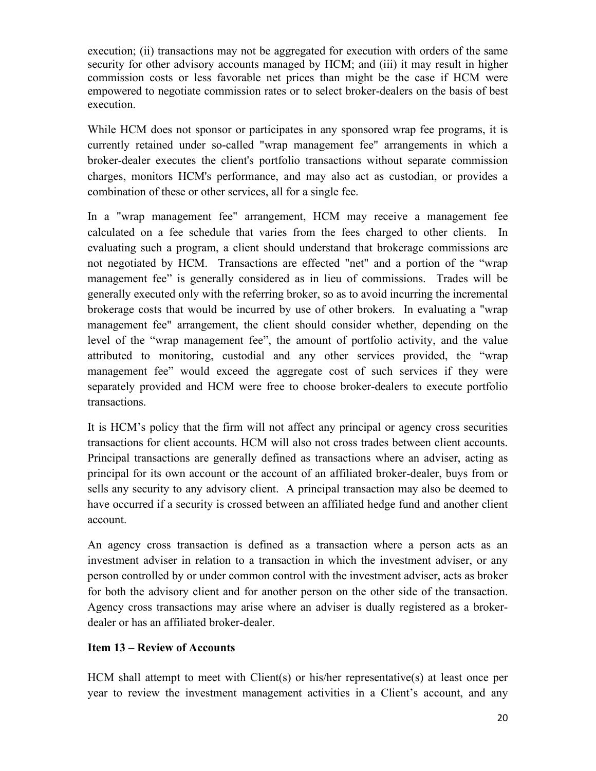execution; (ii) transactions may not be aggregated for execution with orders of the same security for other advisory accounts managed by HCM; and (iii) it may result in higher commission costs or less favorable net prices than might be the case if HCM were empowered to negotiate commission rates or to select broker-dealers on the basis of best execution.

While HCM does not sponsor or participates in any sponsored wrap fee programs, it is currently retained under so-called "wrap management fee" arrangements in which a broker-dealer executes the client's portfolio transactions without separate commission charges, monitors HCM's performance, and may also act as custodian, or provides a combination of these or other services, all for a single fee.

In a "wrap management fee" arrangement, HCM may receive a management fee calculated on a fee schedule that varies from the fees charged to other clients. In evaluating such a program, a client should understand that brokerage commissions are not negotiated by HCM. Transactions are effected "net" and a portion of the "wrap management fee" is generally considered as in lieu of commissions. Trades will be generally executed only with the referring broker, so as to avoid incurring the incremental brokerage costs that would be incurred by use of other brokers. In evaluating a "wrap management fee" arrangement, the client should consider whether, depending on the level of the "wrap management fee", the amount of portfolio activity, and the value attributed to monitoring, custodial and any other services provided, the "wrap management fee" would exceed the aggregate cost of such services if they were separately provided and HCM were free to choose broker-dealers to execute portfolio transactions.

It is HCM's policy that the firm will not affect any principal or agency cross securities transactions for client accounts. HCM will also not cross trades between client accounts. Principal transactions are generally defined as transactions where an adviser, acting as principal for its own account or the account of an affiliated broker-dealer, buys from or sells any security to any advisory client. A principal transaction may also be deemed to have occurred if a security is crossed between an affiliated hedge fund and another client account.

An agency cross transaction is defined as a transaction where a person acts as an investment adviser in relation to a transaction in which the investment adviser, or any person controlled by or under common control with the investment adviser, acts as broker for both the advisory client and for another person on the other side of the transaction. Agency cross transactions may arise where an adviser is dually registered as a broker-dealer or has an affiliated broker-dealer.

## Item 13 – Review of Accounts

HCM shall attempt to meet with Client(s) or his/her representative(s) at least once per year to review the investment management activities in a Client's account, and any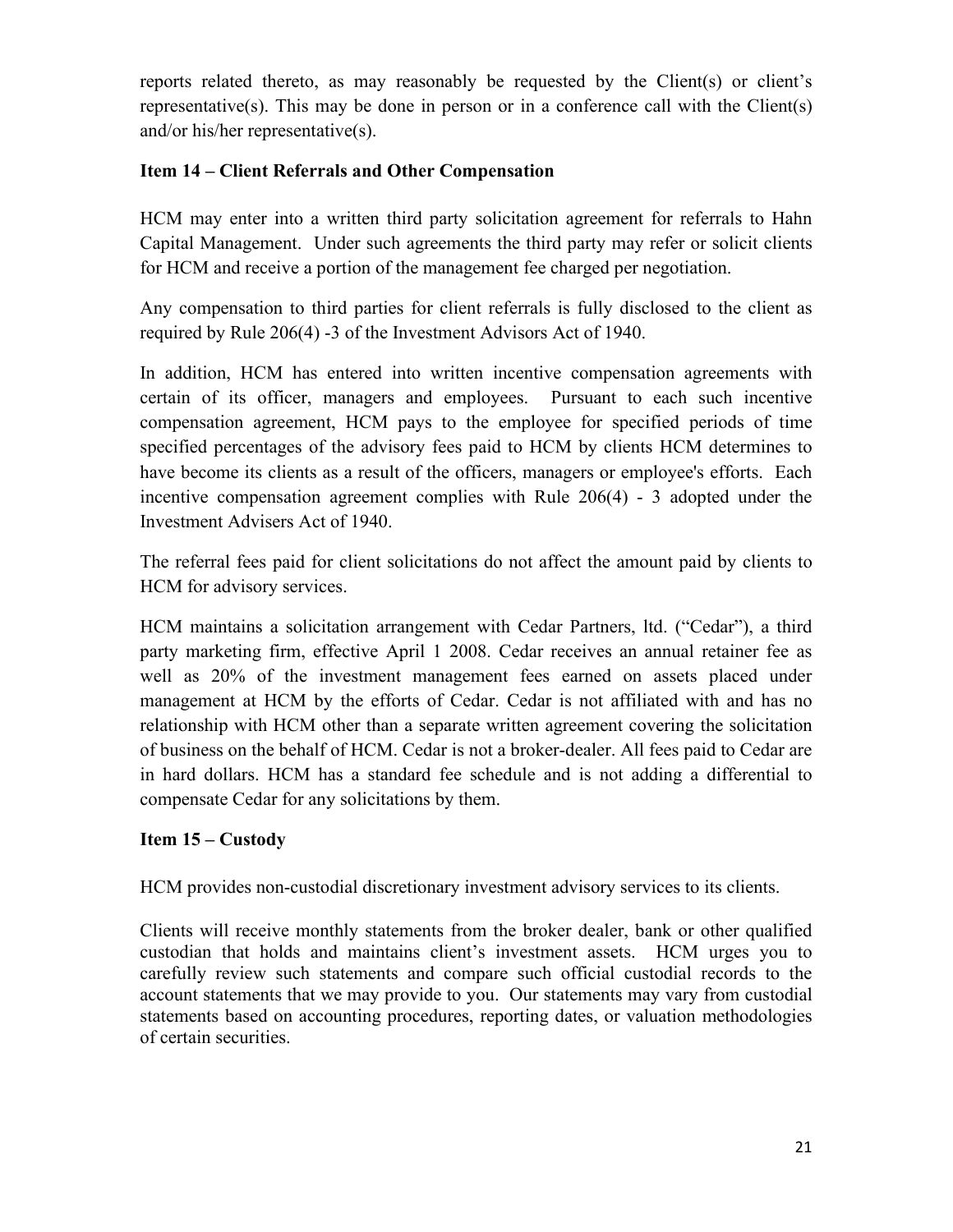reports related thereto, as may reasonably be requested by the Client(s) or client's representative(s). This may be done in person or in a conference call with the Client(s) and/or his/her representative(s).

## Item 14 – Client Referrals and Other Compensation

HCM may enter into a written third party solicitation agreement for referrals to Hahn Capital Management. Under such agreements the third party may refer or solicit clients for HCM and receive a portion of the management fee charged per negotiation.

Any compensation to third parties for client referrals is fully disclosed to the client as required by Rule 206(4) -3 of the Investment Advisors Act of 1940.

In addition, HCM has entered into written incentive compensation agreements with certain of its officer, managers and employees. Pursuant to each such incentive compensation agreement, HCM pays to the employee for specified periods of time specified percentages of the advisory fees paid to HCM by clients HCM determines to have become its clients as a result of the officers, managers or employee's efforts. Each incentive compensation agreement complies with Rule 206(4) - 3 adopted under the Investment Advisers Act of 1940.

The referral fees paid for client solicitations do not affect the amount paid by clients to HCM for advisory services.

HCM maintains a solicitation arrangement with Cedar Partners, ltd. ("Cedar"), a third party marketing firm, effective April 1 2008. Cedar receives an annual retainer fee as well as 20% of the investment management fees earned on assets placed under management at HCM by the efforts of Cedar. Cedar is not affiliated with and has no relationship with HCM other than a separate written agreement covering the solicitation of business on the behalf of HCM. Cedar is not a broker-dealer. All fees paid to Cedar are in hard dollars. HCM has a standard fee schedule and is not adding a differential to compensate Cedar for any solicitations by them.

## Item 15 – Custody

HCM provides non-custodial discretionary investment advisory services to its clients.

Clients will receive monthly statements from the broker dealer, bank or other qualified custodian that holds and maintains client's investment assets. HCM urges you to carefully review such statements and compare such official custodial records to the account statements that we may provide to you. Our statements may vary from custodial statements based on accounting procedures, reporting dates, or valuation methodologies of certain securities.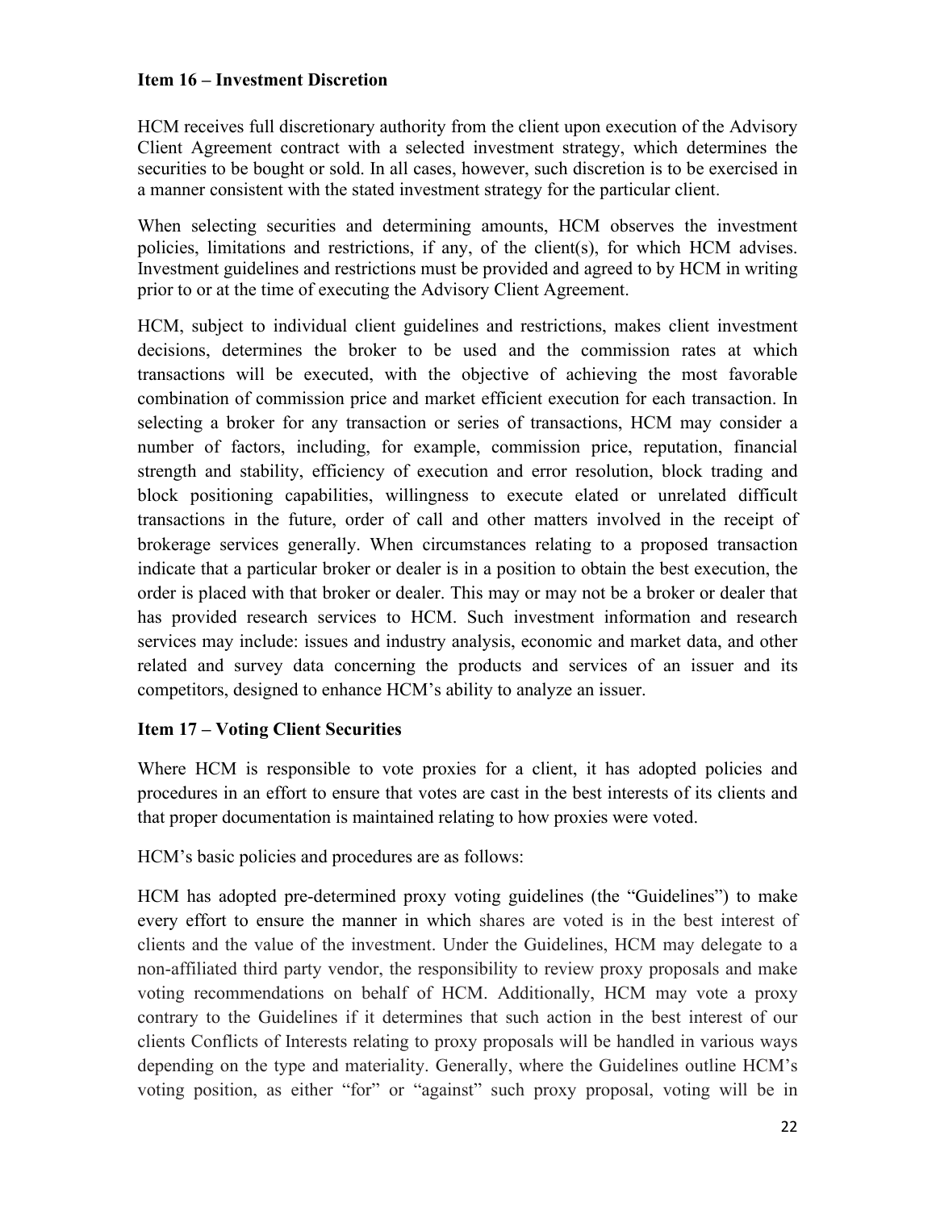**Item 16 – Investment Discretion**

HCM receives full discretionary authority from the client upon execution of the Advisory Client Agreement contract with a selected investment strategy, which determines the securities to be bought or sold. In all cases, however, such discretion is to be exercised in a manner consistent with the stated investment strategy for the particular client.

When selecting securities and determining amounts, HCM observes the investment policies, limitations and restrictions, if any, of the client(s), for which HCM advises. Investment guidelines and restrictions must be provided and agreed to by HCM in writing prior to or at the time of executing the Advisory Client Agreement.

HCM, subject to individual client guidelines and restrictions, makes client investment decisions, determines the broker to be used and the commission rates at which transactions will be executed, with the objective of achieving the most favorable combination of commission price and market efficient execution for each transaction. In selecting a broker for any transaction or series of transactions, HCM may consider a number of factors, including, for example, commission price, reputation, financial strength and stability, efficiency of execution and error resolution, block trading and block positioning capabilities, willingness to execute elated or unrelated difficult transactions in the future, order of call and other matters involved in the receipt of brokerage services generally. When circumstances relating to a proposed transaction indicate that a particular broker or dealer is in a position to obtain the best execution, the order is placed with that broker or dealer. This may or may not be a broker or dealer that has provided research services to HCM. Such investment information and research services may include: issues and industry analysis, economic and market data, and other related and survey data concerning the products and services of an issuer and its competitors, designed to enhance HCM's ability to analyze an issuer.

**Item 17 – Voting Client Securities**

Where HCM is responsible to vote proxies for a client, it has adopted policies and procedures in an effort to ensure that votes are cast in the best interests of its clients and that proper documentation is maintained relating to how proxies were voted.

HCM's basic policies and procedures are as follows:

HCM has adopted pre-determined proxy voting guidelines (the "Guidelines") to make every effort to ensure the manner in which shares are voted is in the best interest of clients and the value of the investment. Under the Guidelines, HCM may delegate to a non-affiliated third party vendor, the responsibility to review proxy proposals and make voting recommendations on behalf of HCM. Additionally, HCM may vote a proxy contrary to the Guidelines if it determines that such action in the best interest of our clients Conflicts of Interests relating to proxy proposals will be handled in various ways depending on the type and materiality. Generally, where the Guidelines outline HCM's voting position, as either "for" or "against" such proxy proposal, voting will be in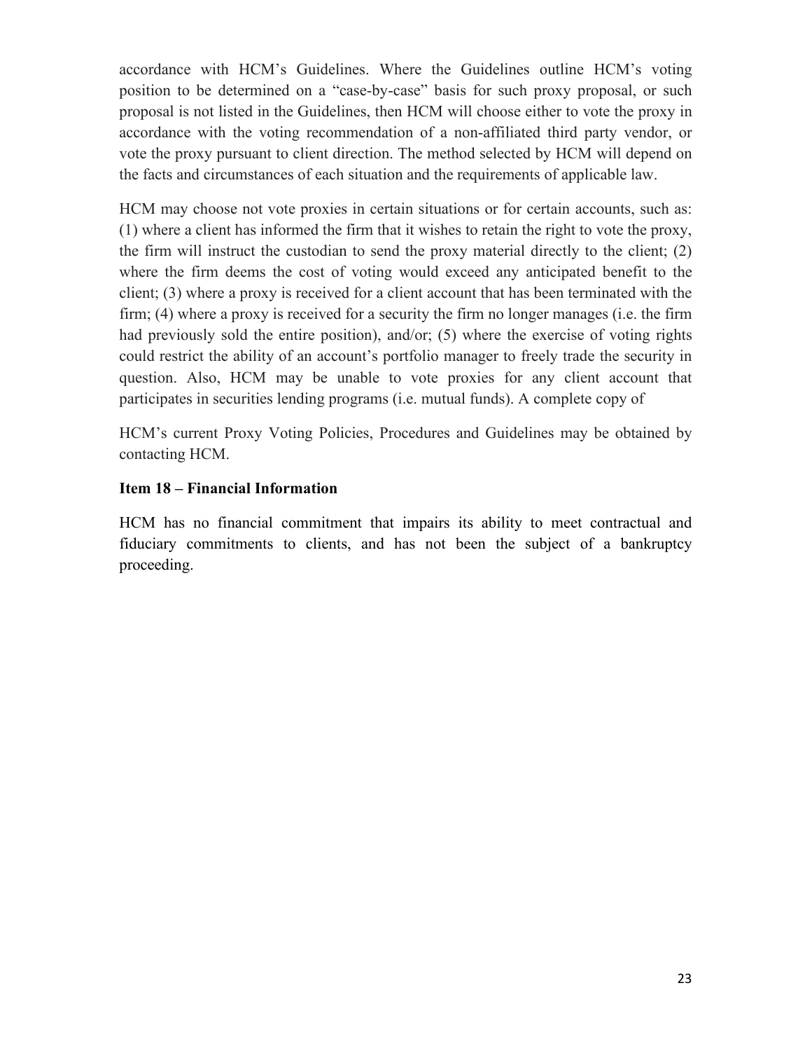accordance with HCM's Guidelines. Where the Guidelines outline HCM's voting position to be determined on a "case-by-case" basis for such proxy proposal, or such proposal is not listed in the Guidelines, then HCM will choose either to vote the proxy in accordance with the voting recommendation of a non-affiliated third party vendor, or vote the proxy pursuant to client direction. The method selected by HCM will depend on the facts and circumstances of each situation and the requirements of applicable law.

HCM may choose not vote proxies in certain situations or for certain accounts, such as: (1) where a client has informed the firm that it wishes to retain the right to vote the proxy, the firm will instruct the custodian to send the proxy material directly to the client; (2) where the firm deems the cost of voting would exceed any anticipated benefit to the client; (3) where a proxy is received for a client account that has been terminated with the firm; (4) where a proxy is received for a security the firm no longer manages (i.e. the firm had previously sold the entire position), and/or; (5) where the exercise of voting rights could restrict the ability of an account's portfolio manager to freely trade the security in question. Also, HCM may be unable to vote proxies for any client account that participates in securities lending programs (i.e. mutual funds). A complete copy of

HCM's current Proxy Voting Policies, Procedures and Guidelines may be obtained by contacting HCM.

**Item 18 – Financial Information**

HCM has no financial commitment that impairs its ability to meet contractual and fiduciary commitments to clients, and has not been the subject of a bankruptcy proceeding.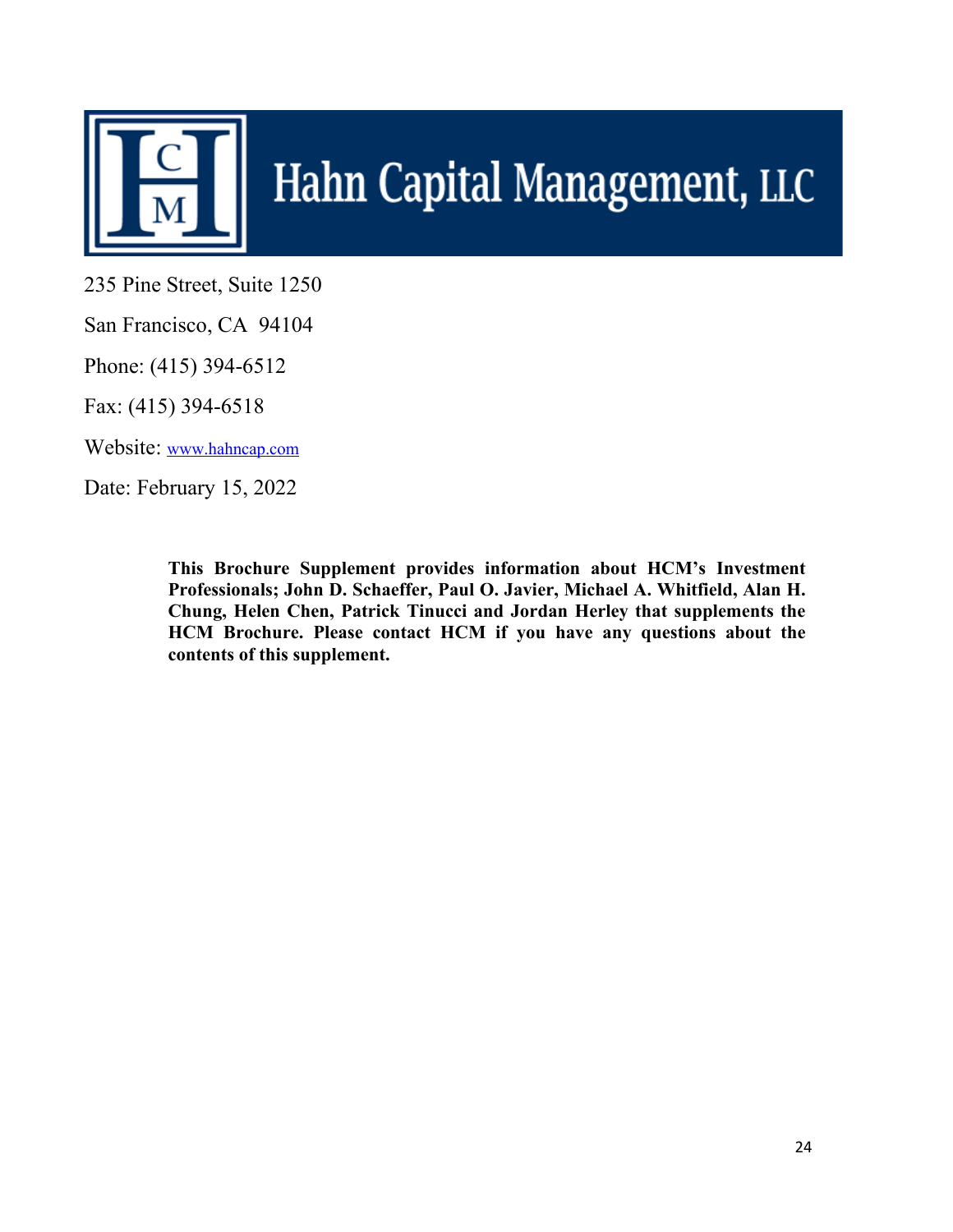# Hahn Capital Management, LLC

235 Pine Street, Suite 1250

San Francisco, CA  94104

Phone: (415) 394-6512

Fax: (415) 394-6518

Website: www.hahncap.com

Date: February 15, 2022

**This Brochure Supplement provides information about HCM's Investment Professionals; John D. Schaeffer, Paul O. Javier, Michael A. Whitfield, Alan H. Chung, Helen Chen, Patrick Tinucci and Jordan Herley that supplements the HCM Brochure. Please contact HCM if you have any questions about the contents of this supplement.**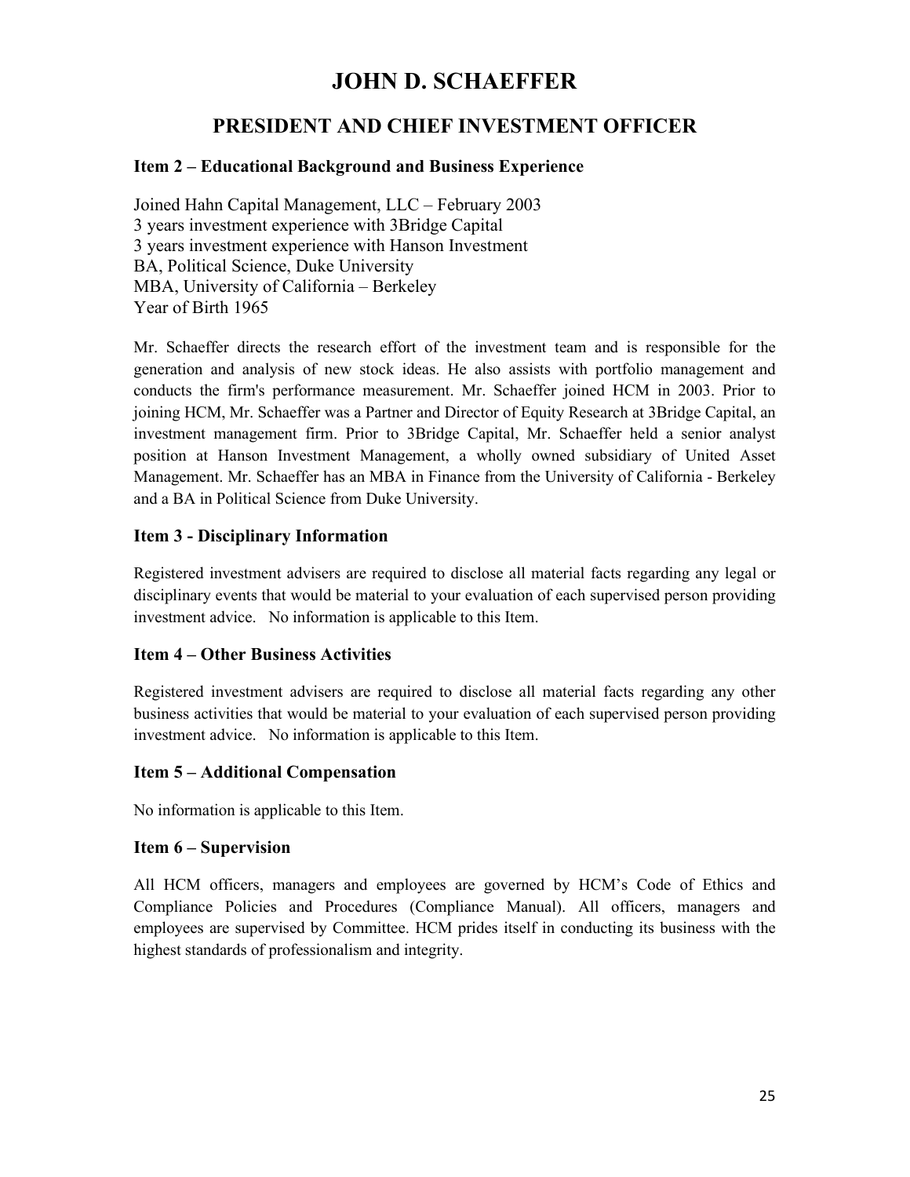# JOHN D. SCHAEFFER

## PRESIDENT AND CHIEF INVESTMENT OFFICER

### Item 2 – Educational Background and Business Experience

Joined Hahn Capital Management, LLC – February 2003
3 years investment experience with 3Bridge Capital
3 years investment experience with Hanson Investment
BA, Political Science, Duke University
MBA, University of California – Berkeley
Year of Birth 1965

Mr. Schaeffer directs the research effort of the investment team and is responsible for the generation and analysis of new stock ideas. He also assists with portfolio management and conducts the firm's performance measurement. Mr. Schaeffer joined HCM in 2003. Prior to joining HCM, Mr. Schaeffer was a Partner and Director of Equity Research at 3Bridge Capital, an investment management firm. Prior to 3Bridge Capital, Mr. Schaeffer held a senior analyst position at Hanson Investment Management, a wholly owned subsidiary of United Asset Management. Mr. Schaeffer has an MBA in Finance from the University of California - Berkeley and a BA in Political Science from Duke University.

### Item 3 - Disciplinary Information

Registered investment advisers are required to disclose all material facts regarding any legal or disciplinary events that would be material to your evaluation of each supervised person providing investment advice. No information is applicable to this Item.

### Item 4 – Other Business Activities

Registered investment advisers are required to disclose all material facts regarding any other business activities that would be material to your evaluation of each supervised person providing investment advice. No information is applicable to this Item.

### Item 5 – Additional Compensation

No information is applicable to this Item.

### Item 6 – Supervision

All HCM officers, managers and employees are governed by HCM's Code of Ethics and Compliance Policies and Procedures (Compliance Manual). All officers, managers and employees are supervised by Committee. HCM prides itself in conducting its business with the highest standards of professionalism and integrity.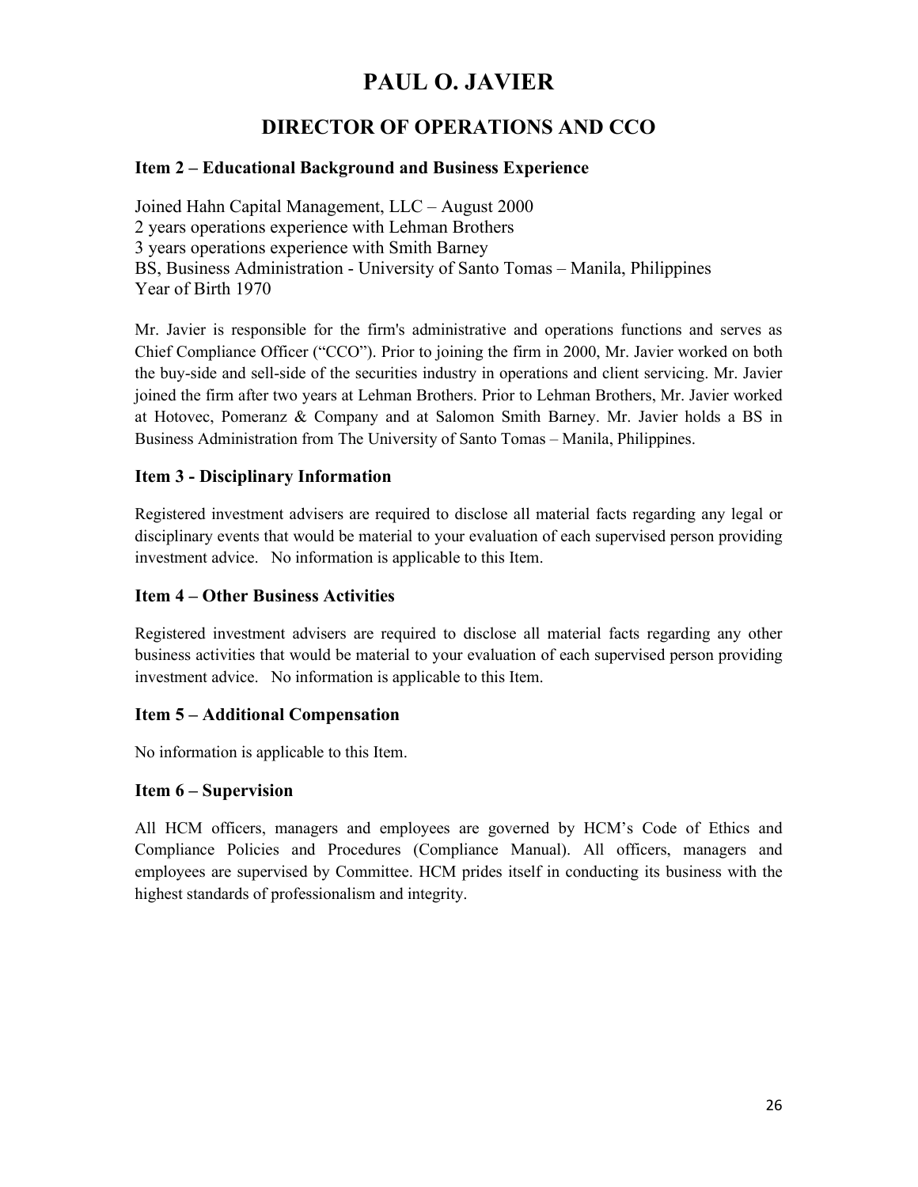# PAUL O. JAVIER

## DIRECTOR OF OPERATIONS AND CCO

### Item 2 – Educational Background and Business Experience

Joined Hahn Capital Management, LLC – August 2000
2 years operations experience with Lehman Brothers
3 years operations experience with Smith Barney
BS, Business Administration - University of Santo Tomas – Manila, Philippines
Year of Birth 1970

Mr. Javier is responsible for the firm's administrative and operations functions and serves as Chief Compliance Officer ("CCO"). Prior to joining the firm in 2000, Mr. Javier worked on both the buy-side and sell-side of the securities industry in operations and client servicing. Mr. Javier joined the firm after two years at Lehman Brothers. Prior to Lehman Brothers, Mr. Javier worked at Hotovec, Pomeranz & Company and at Salomon Smith Barney. Mr. Javier holds a BS in Business Administration from The University of Santo Tomas – Manila, Philippines.

### Item 3 - Disciplinary Information

Registered investment advisers are required to disclose all material facts regarding any legal or disciplinary events that would be material to your evaluation of each supervised person providing investment advice. No information is applicable to this Item.

### Item 4 – Other Business Activities

Registered investment advisers are required to disclose all material facts regarding any other business activities that would be material to your evaluation of each supervised person providing investment advice. No information is applicable to this Item.

### Item 5 – Additional Compensation

No information is applicable to this Item.

### Item 6 – Supervision

All HCM officers, managers and employees are governed by HCM's Code of Ethics and Compliance Policies and Procedures (Compliance Manual). All officers, managers and employees are supervised by Committee. HCM prides itself in conducting its business with the highest standards of professionalism and integrity.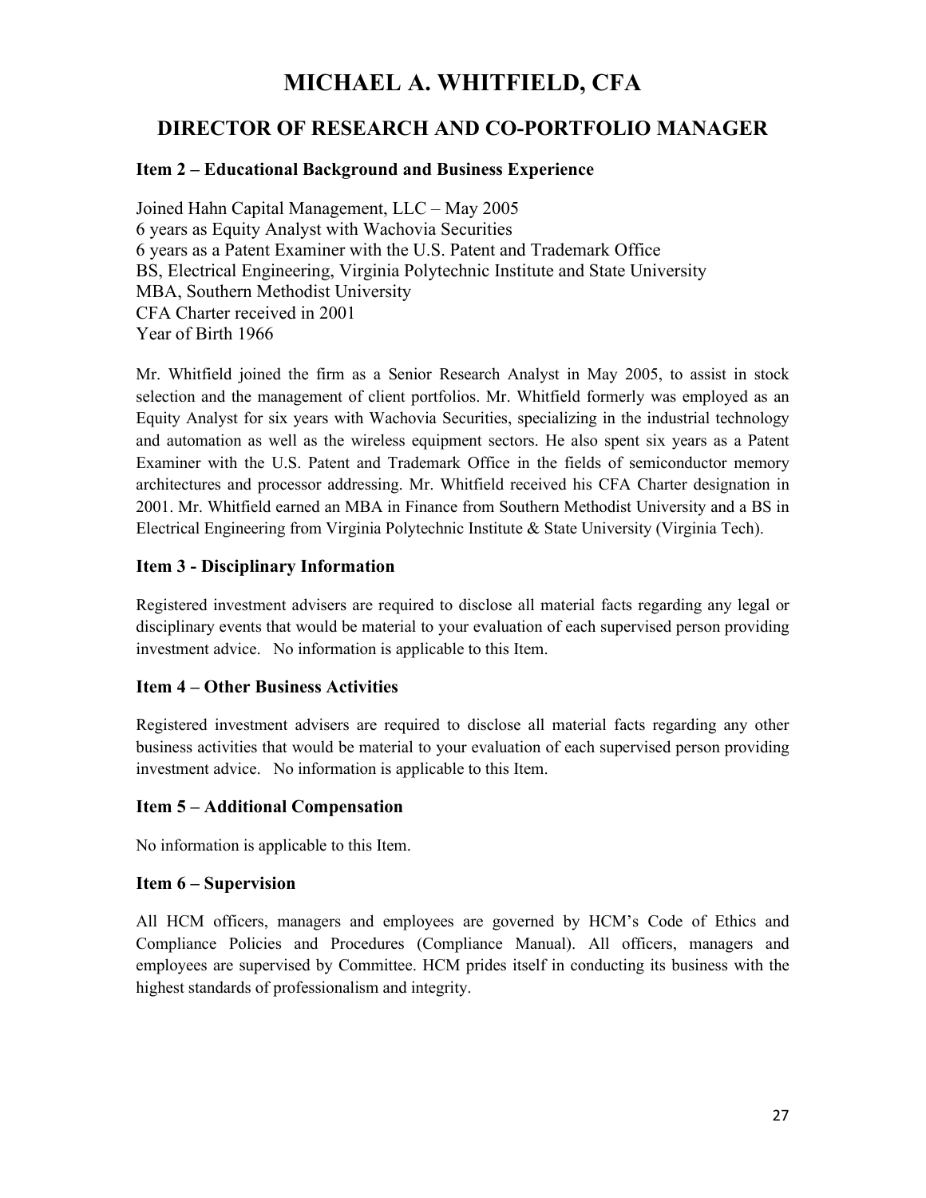# MICHAEL A. WHITFIELD, CFA

## DIRECTOR OF RESEARCH AND CO-PORTFOLIO MANAGER

### Item 2 – Educational Background and Business Experience

Joined Hahn Capital Management, LLC – May 2005
6 years as Equity Analyst with Wachovia Securities
6 years as a Patent Examiner with the U.S. Patent and Trademark Office
BS, Electrical Engineering, Virginia Polytechnic Institute and State University
MBA, Southern Methodist University
CFA Charter received in 2001
Year of Birth 1966

Mr. Whitfield joined the firm as a Senior Research Analyst in May 2005, to assist in stock selection and the management of client portfolios. Mr. Whitfield formerly was employed as an Equity Analyst for six years with Wachovia Securities, specializing in the industrial technology and automation as well as the wireless equipment sectors. He also spent six years as a Patent Examiner with the U.S. Patent and Trademark Office in the fields of semiconductor memory architectures and processor addressing. Mr. Whitfield received his CFA Charter designation in 2001. Mr. Whitfield earned an MBA in Finance from Southern Methodist University and a BS in Electrical Engineering from Virginia Polytechnic Institute & State University (Virginia Tech).

### Item 3 - Disciplinary Information

Registered investment advisers are required to disclose all material facts regarding any legal or disciplinary events that would be material to your evaluation of each supervised person providing investment advice. No information is applicable to this Item.

### Item 4 – Other Business Activities

Registered investment advisers are required to disclose all material facts regarding any other business activities that would be material to your evaluation of each supervised person providing investment advice. No information is applicable to this Item.

### Item 5 – Additional Compensation

No information is applicable to this Item.

### Item 6 – Supervision

All HCM officers, managers and employees are governed by HCM's Code of Ethics and Compliance Policies and Procedures (Compliance Manual). All officers, managers and employees are supervised by Committee. HCM prides itself in conducting its business with the highest standards of professionalism and integrity.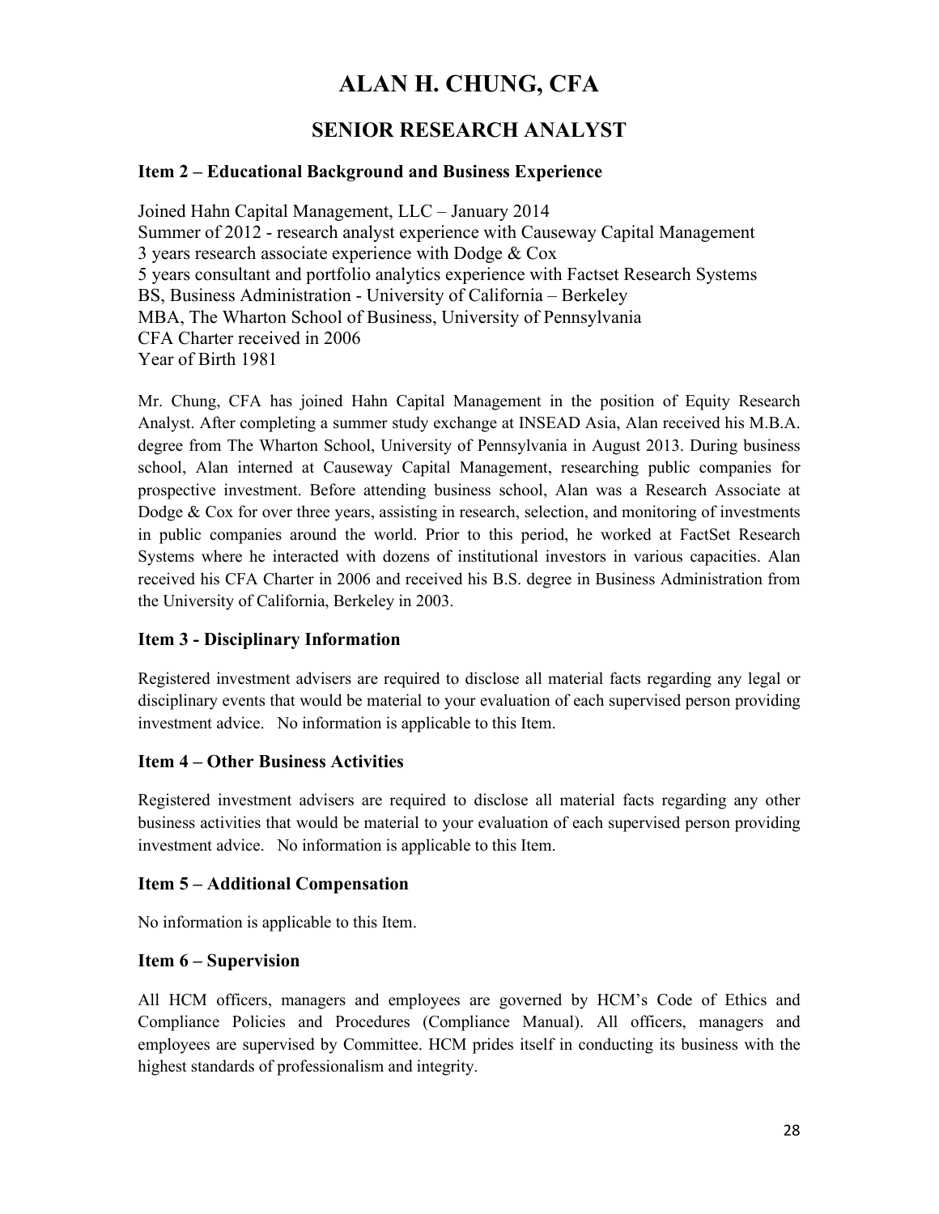# ALAN H. CHUNG, CFA

## SENIOR RESEARCH ANALYST

### Item 2 – Educational Background and Business Experience

Joined Hahn Capital Management, LLC – January 2014
Summer of 2012 - research analyst experience with Causeway Capital Management
3 years research associate experience with Dodge & Cox
5 years consultant and portfolio analytics experience with Factset Research Systems
BS, Business Administration - University of California – Berkeley
MBA, The Wharton School of Business, University of Pennsylvania
CFA Charter received in 2006
Year of Birth 1981

Mr. Chung, CFA has joined Hahn Capital Management in the position of Equity Research Analyst. After completing a summer study exchange at INSEAD Asia, Alan received his M.B.A. degree from The Wharton School, University of Pennsylvania in August 2013. During business school, Alan interned at Causeway Capital Management, researching public companies for prospective investment. Before attending business school, Alan was a Research Associate at Dodge & Cox for over three years, assisting in research, selection, and monitoring of investments in public companies around the world. Prior to this period, he worked at FactSet Research Systems where he interacted with dozens of institutional investors in various capacities. Alan received his CFA Charter in 2006 and received his B.S. degree in Business Administration from the University of California, Berkeley in 2003.

### Item 3 - Disciplinary Information

Registered investment advisers are required to disclose all material facts regarding any legal or disciplinary events that would be material to your evaluation of each supervised person providing investment advice. No information is applicable to this Item.

### Item 4 – Other Business Activities

Registered investment advisers are required to disclose all material facts regarding any other business activities that would be material to your evaluation of each supervised person providing investment advice. No information is applicable to this Item.

### Item 5 – Additional Compensation

No information is applicable to this Item.

### Item 6 – Supervision

All HCM officers, managers and employees are governed by HCM's Code of Ethics and Compliance Policies and Procedures (Compliance Manual). All officers, managers and employees are supervised by Committee. HCM prides itself in conducting its business with the highest standards of professionalism and integrity.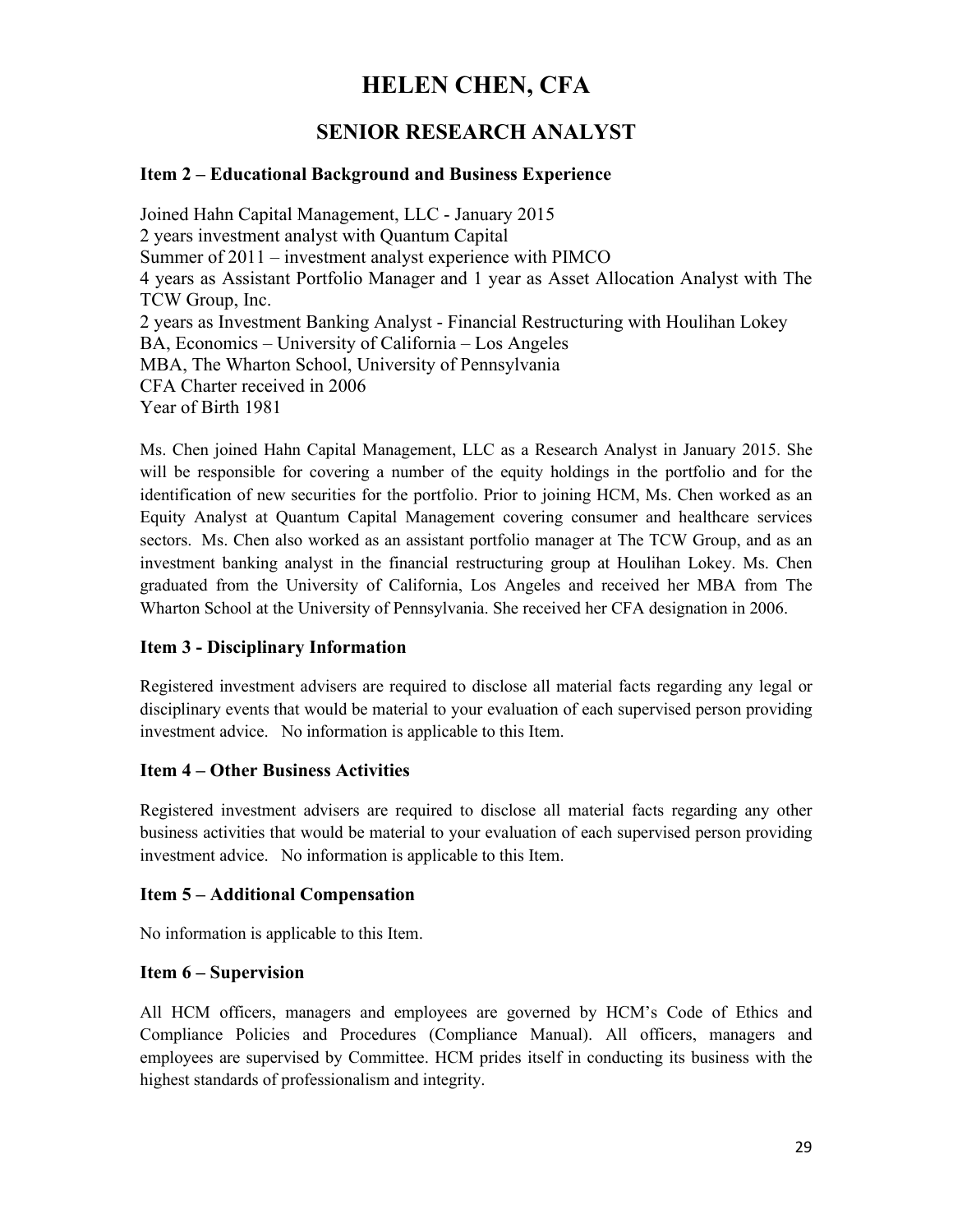# HELEN CHEN, CFA

## SENIOR RESEARCH ANALYST

### Item 2 – Educational Background and Business Experience

Joined Hahn Capital Management, LLC - January 2015
2 years investment analyst with Quantum Capital
Summer of 2011 – investment analyst experience with PIMCO
4 years as Assistant Portfolio Manager and 1 year as Asset Allocation Analyst with The TCW Group, Inc.
2 years as Investment Banking Analyst - Financial Restructuring with Houlihan Lokey
BA, Economics – University of California – Los Angeles
MBA, The Wharton School, University of Pennsylvania
CFA Charter received in 2006
Year of Birth 1981

Ms. Chen joined Hahn Capital Management, LLC as a Research Analyst in January 2015. She will be responsible for covering a number of the equity holdings in the portfolio and for the identification of new securities for the portfolio. Prior to joining HCM, Ms. Chen worked as an Equity Analyst at Quantum Capital Management covering consumer and healthcare services sectors. Ms. Chen also worked as an assistant portfolio manager at The TCW Group, and as an investment banking analyst in the financial restructuring group at Houlihan Lokey. Ms. Chen graduated from the University of California, Los Angeles and received her MBA from The Wharton School at the University of Pennsylvania. She received her CFA designation in 2006.

### Item 3 - Disciplinary Information

Registered investment advisers are required to disclose all material facts regarding any legal or disciplinary events that would be material to your evaluation of each supervised person providing investment advice. No information is applicable to this Item.

### Item 4 – Other Business Activities

Registered investment advisers are required to disclose all material facts regarding any other business activities that would be material to your evaluation of each supervised person providing investment advice. No information is applicable to this Item.

### Item 5 – Additional Compensation

No information is applicable to this Item.

### Item 6 – Supervision

All HCM officers, managers and employees are governed by HCM's Code of Ethics and Compliance Policies and Procedures (Compliance Manual). All officers, managers and employees are supervised by Committee. HCM prides itself in conducting its business with the highest standards of professionalism and integrity.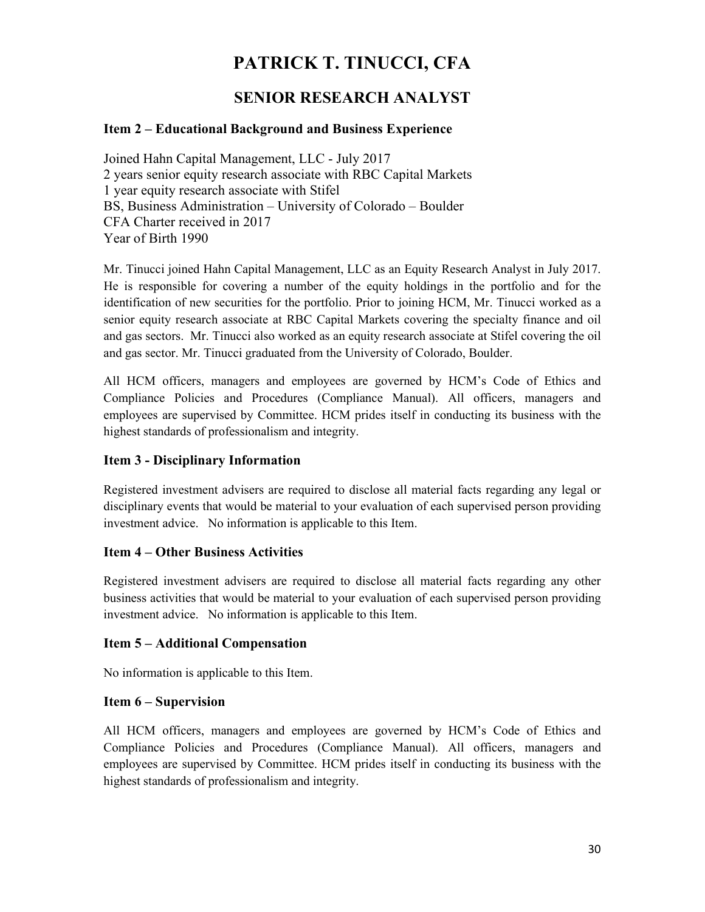# PATRICK T. TINUCCI, CFA

## SENIOR RESEARCH ANALYST

### Item 2 – Educational Background and Business Experience

Joined Hahn Capital Management, LLC - July 2017
2 years senior equity research associate with RBC Capital Markets
1 year equity research associate with Stifel
BS, Business Administration – University of Colorado – Boulder
CFA Charter received in 2017
Year of Birth 1990

Mr. Tinucci joined Hahn Capital Management, LLC as an Equity Research Analyst in July 2017. He is responsible for covering a number of the equity holdings in the portfolio and for the identification of new securities for the portfolio. Prior to joining HCM, Mr. Tinucci worked as a senior equity research associate at RBC Capital Markets covering the specialty finance and oil and gas sectors. Mr. Tinucci also worked as an equity research associate at Stifel covering the oil and gas sector. Mr. Tinucci graduated from the University of Colorado, Boulder.

All HCM officers, managers and employees are governed by HCM's Code of Ethics and Compliance Policies and Procedures (Compliance Manual). All officers, managers and employees are supervised by Committee. HCM prides itself in conducting its business with the highest standards of professionalism and integrity.

### Item 3 - Disciplinary Information

Registered investment advisers are required to disclose all material facts regarding any legal or disciplinary events that would be material to your evaluation of each supervised person providing investment advice. No information is applicable to this Item.

### Item 4 – Other Business Activities

Registered investment advisers are required to disclose all material facts regarding any other business activities that would be material to your evaluation of each supervised person providing investment advice. No information is applicable to this Item.

### Item 5 – Additional Compensation

No information is applicable to this Item.

### Item 6 – Supervision

All HCM officers, managers and employees are governed by HCM's Code of Ethics and Compliance Policies and Procedures (Compliance Manual). All officers, managers and employees are supervised by Committee. HCM prides itself in conducting its business with the highest standards of professionalism and integrity.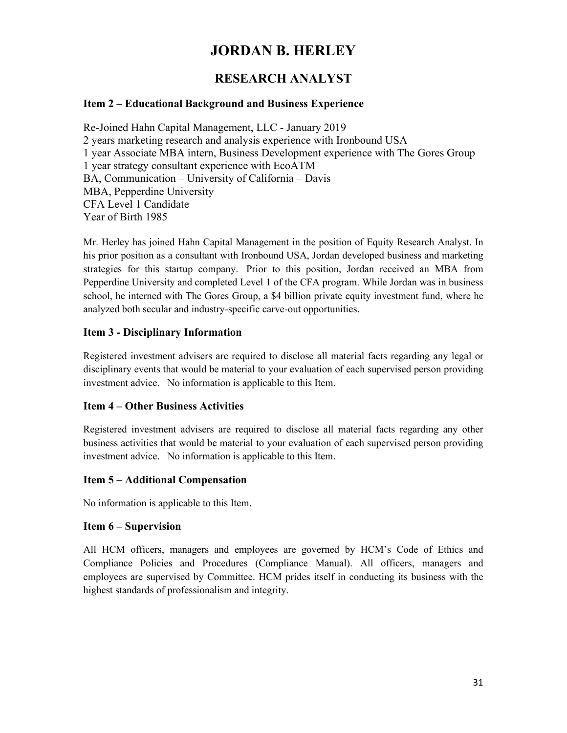# JORDAN B. HERLEY

## RESEARCH ANALYST

### Item 2 – Educational Background and Business Experience

Re-Joined Hahn Capital Management, LLC - January 2019
2 years marketing research and analysis experience with Ironbound USA
1 year Associate MBA intern, Business Development experience with The Gores Group
1 year strategy consultant experience with EcoATM
BA, Communication – University of California – Davis
MBA, Pepperdine University
CFA Level 1 Candidate
Year of Birth 1985

Mr. Herley has joined Hahn Capital Management in the position of Equity Research Analyst. In his prior position as a consultant with Ironbound USA, Jordan developed business and marketing strategies for this startup company. Prior to this position, Jordan received an MBA from Pepperdine University and completed Level 1 of the CFA program. While Jordan was in business school, he interned with The Gores Group, a $4 billion private equity investment fund, where he analyzed both secular and industry-specific carve-out opportunities.

### Item 3 - Disciplinary Information

Registered investment advisers are required to disclose all material facts regarding any legal or disciplinary events that would be material to your evaluation of each supervised person providing investment advice. No information is applicable to this Item.

### Item 4 – Other Business Activities

Registered investment advisers are required to disclose all material facts regarding any other business activities that would be material to your evaluation of each supervised person providing investment advice. No information is applicable to this Item.

### Item 5 – Additional Compensation

No information is applicable to this Item.

### Item 6 – Supervision

All HCM officers, managers and employees are governed by HCM's Code of Ethics and Compliance Policies and Procedures (Compliance Manual). All officers, managers and employees are supervised by Committee. HCM prides itself in conducting its business with the highest standards of professionalism and integrity.